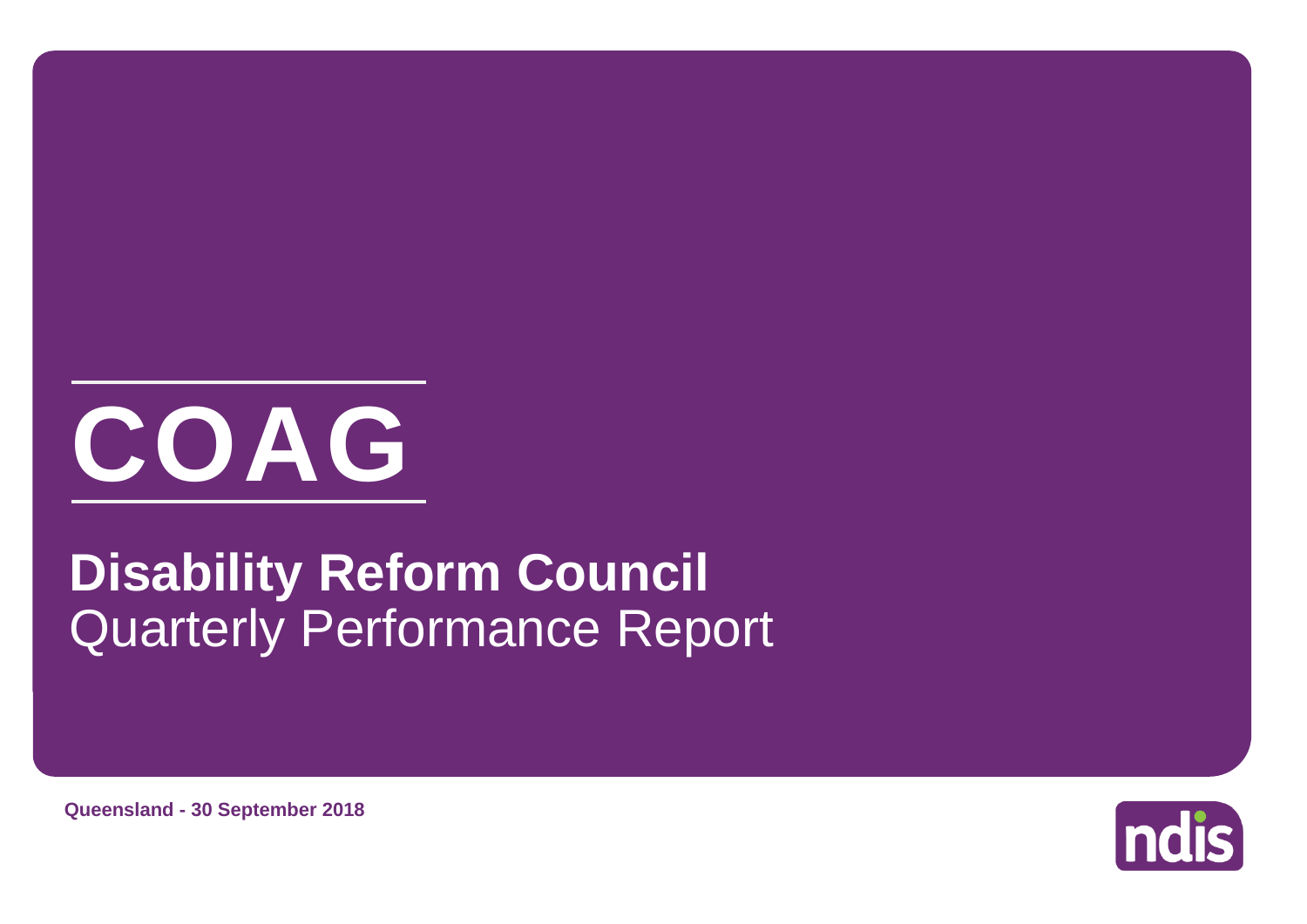# COAG

## Disability Reform Council

Quarterly Performance Report

**Queensland - 30 September 2018**

ndis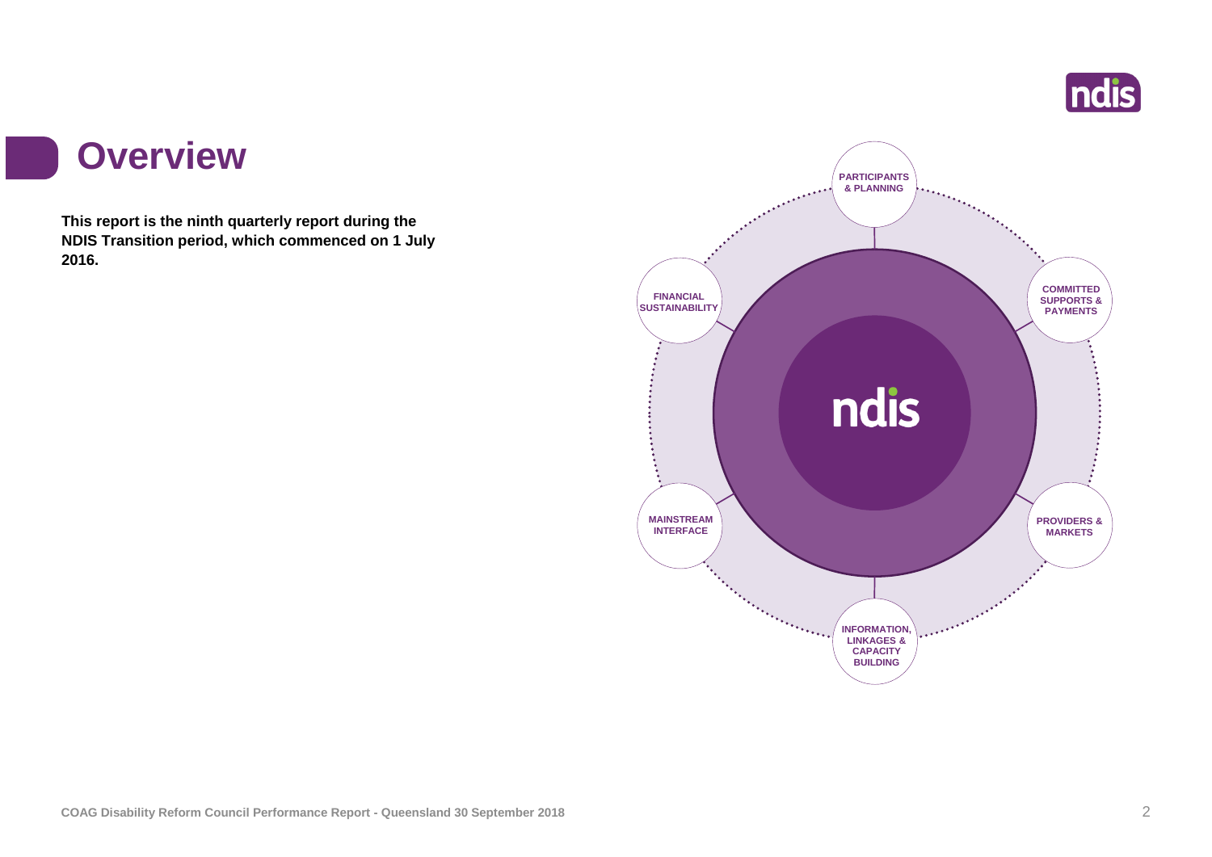# Overview

**This report is the ninth quarterly report during the NDIS Transition period, which commenced on 1 July 2016.**

PARTICIPANTS & PLANNING

COMMITTED SUPPORTS & PAYMENTS

PROVIDERS & MARKETS

INFORMATION, LINKAGES & CAPACITY BUILDING

MAINSTREAM INTERFACE

FINANCIAL SUSTAINABILITY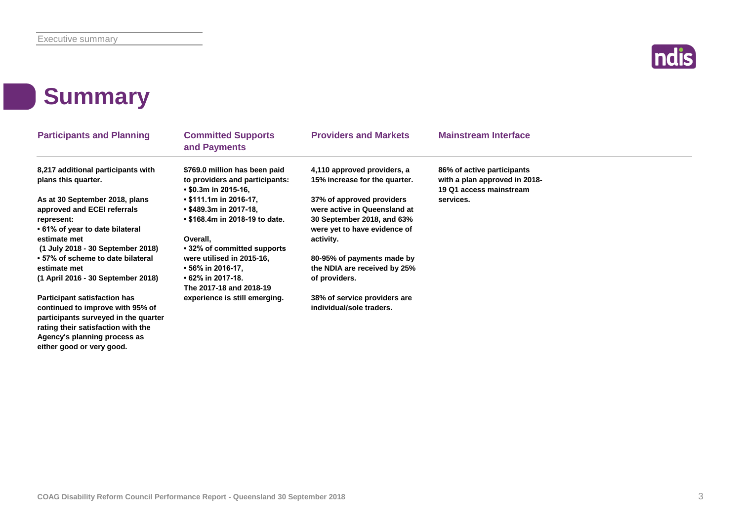# Summary

## Participants and Planning

**8,217 additional participants with plans this quarter.**

**As at 30 September 2018, plans approved and ECEI referrals represent:**
- **61% of year to date bilateral estimate met (1 July 2018 - 30 September 2018)**
- **57% of scheme to date bilateral estimate met (1 April 2016 - 30 September 2018)**

**Participant satisfaction has continued to improve with 95% of participants surveyed in the quarter rating their satisfaction with the Agency's planning process as either good or very good.**

## Committed Supports and Payments

**$769.0 million has been paid to providers and participants:**
- **$0.3m in 2015-16,**
- **$111.1m in 2016-17,**
- **$489.3m in 2017-18,**
- **$168.4m in 2018-19 to date.**

**Overall,**
- **32% of committed supports were utilised in 2015-16,**
- **56% in 2016-17,**
- **62% in 2017-18.**

**The 2017-18 and 2018-19 experience is still emerging.**

## Providers and Markets

**4,110 approved providers, a 15% increase for the quarter.**

**37% of approved providers were active in Queensland at 30 September 2018, and 63% were yet to have evidence of activity.**

**80-95% of payments made by the NDIA are received by 25% of providers.**

**38% of service providers are individual/sole traders.**

## Mainstream Interface

**86% of active participants with a plan approved in 2018-19 Q1 access mainstream services.**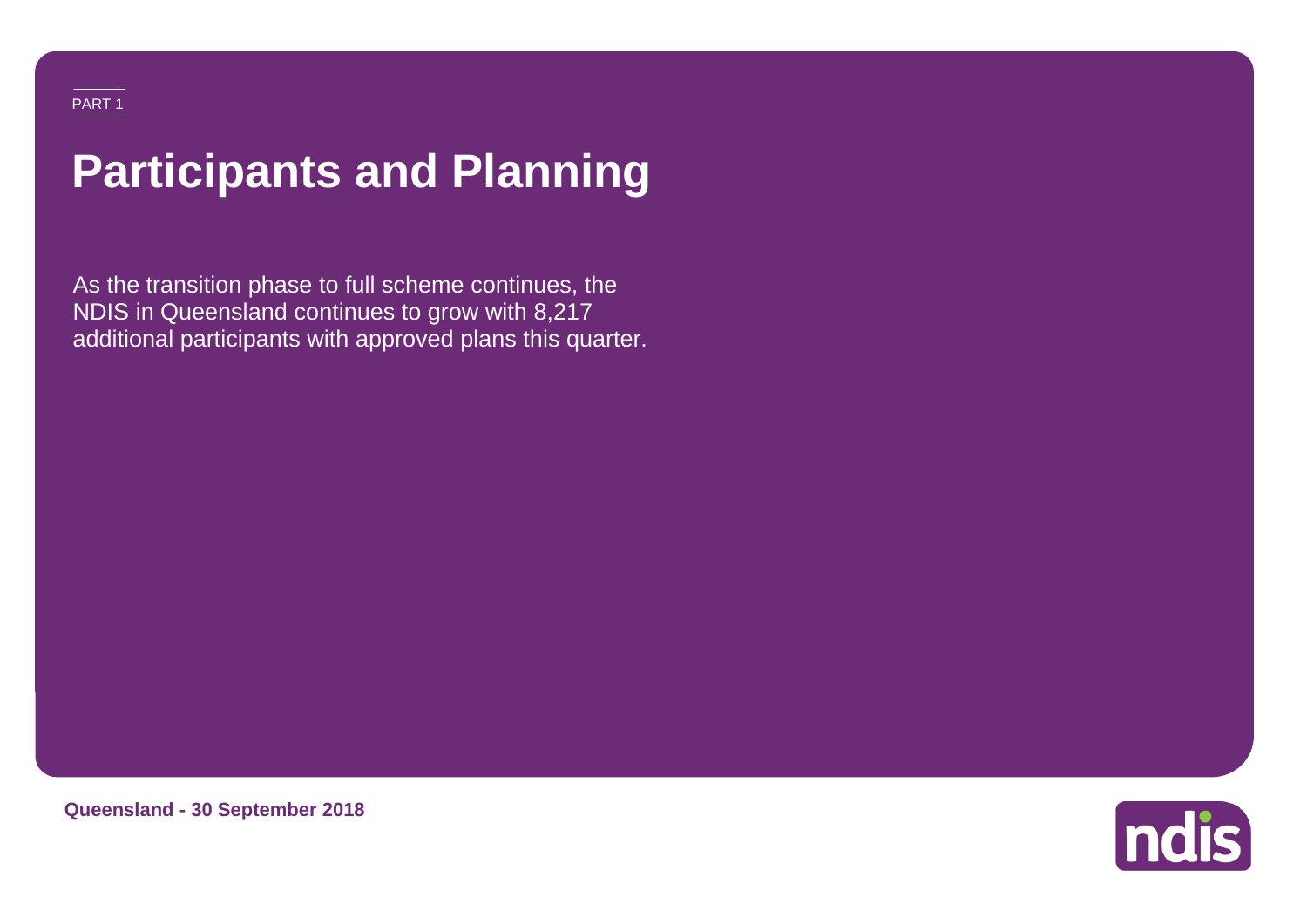PART 1

# Participants and Planning

As the transition phase to full scheme continues, the NDIS in Queensland continues to grow with 8,217 additional participants with approved plans this quarter.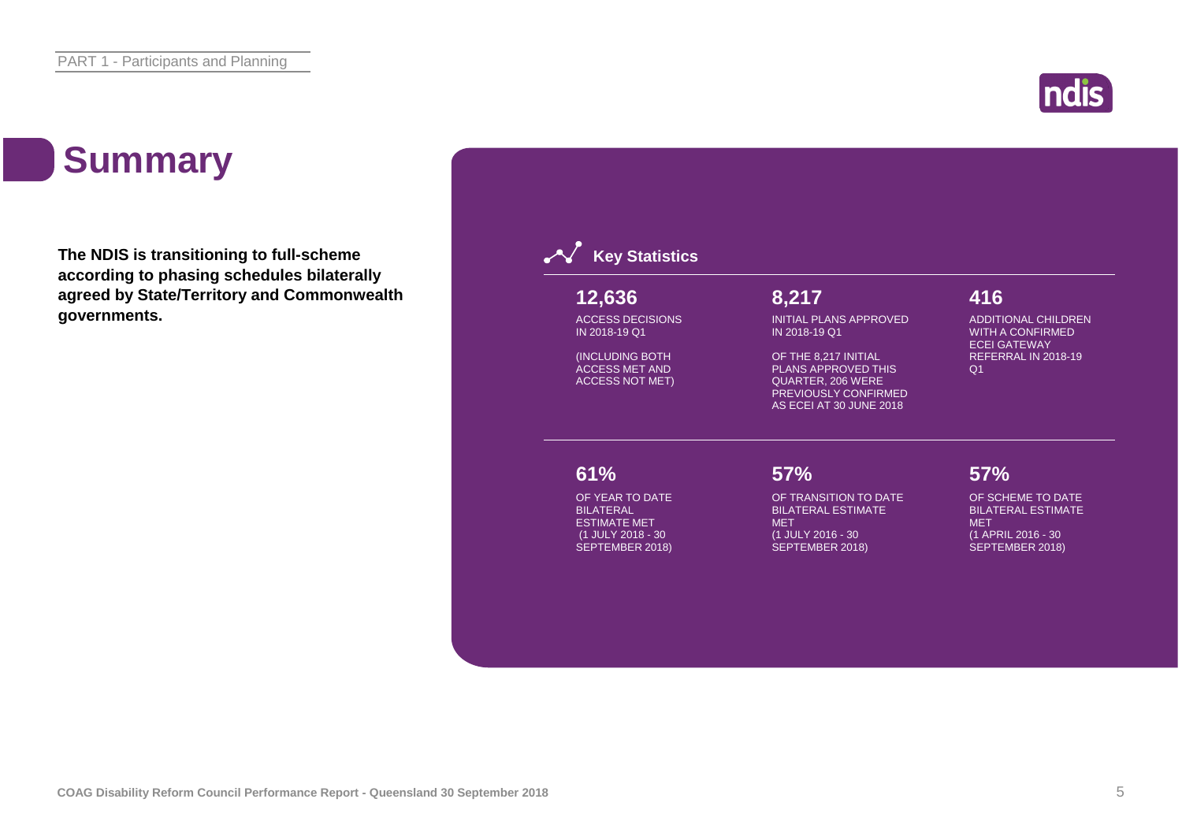# Summary

**The NDIS is transitioning to full-scheme according to phasing schedules bilaterally agreed by State/Territory and Commonwealth governments.**

## Key Statistics

**12,636**

ACCESS DECISIONS IN 2018-19 Q1

(INCLUDING BOTH ACCESS MET AND ACCESS NOT MET)

**8,217**

INITIAL PLANS APPROVED IN 2018-19 Q1

OF THE 8,217 INITIAL PLANS APPROVED THIS QUARTER, 206 WERE PREVIOUSLY CONFIRMED AS ECEI AT 30 JUNE 2018

**416**

ADDITIONAL CHILDREN WITH A CONFIRMED ECEI GATEWAY REFERRAL IN 2018-19 Q1

**61%**

OF YEAR TO DATE BILATERAL ESTIMATE MET (1 JULY 2018 - 30 SEPTEMBER 2018)

**57%**

OF TRANSITION TO DATE BILATERAL ESTIMATE MET (1 JULY 2016 - 30 SEPTEMBER 2018)

**57%**

OF SCHEME TO DATE BILATERAL ESTIMATE MET (1 APRIL 2016 - 30 SEPTEMBER 2018)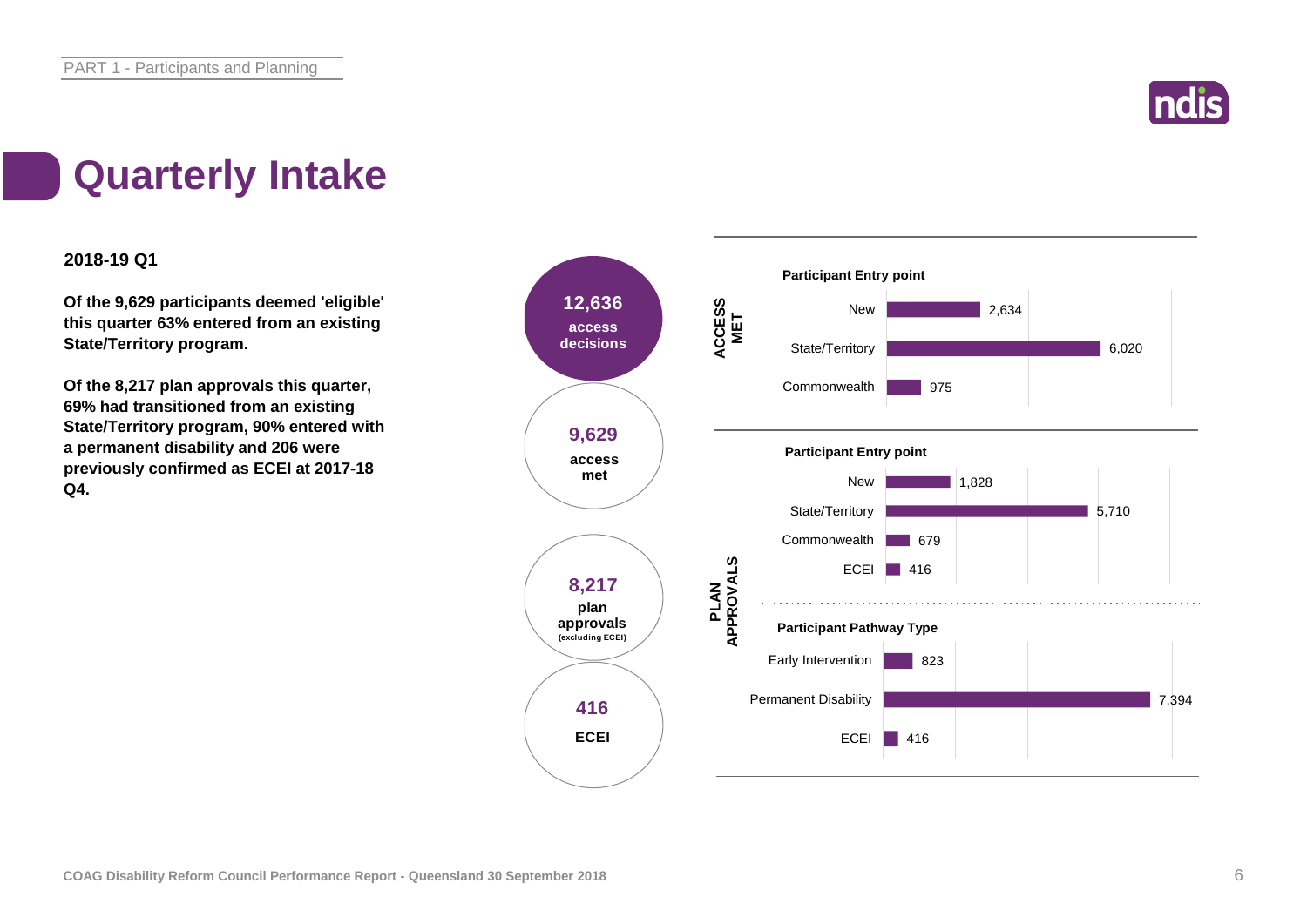# Quarterly Intake

**2018-19 Q1**

**Of the 9,629 participants deemed 'eligible' this quarter 63% entered from an existing State/Territory program.**

**Of the 8,217 plan approvals this quarter, 69% had transitioned from an existing State/Territory program, 90% entered with a permanent disability and 206 were previously confirmed as ECEI at 2017-18 Q4.**

**12,636** access decisions

**9,629** access met

**8,217** plan approvals (excluding ECEI)

**416** ECEI

**ACCESS MET**

**Participant Entry point**

| Entry point | Number |
| --- | --- |
| New | 2,634 |
| State/Territory | 6,020 |
| Commonwealth | 975 |

**PLAN APPROVALS**

**Participant Entry point**

| Entry point | Number |
| --- | --- |
| New | 1,828 |
| State/Territory | 5,710 |
| Commonwealth | 679 |
| ECEI | 416 |

**Participant Pathway Type**

| Pathway Type | Number |
| --- | --- |
| Early Intervention | 823 |
| Permanent Disability | 7,394 |
| ECEI | 416 |

COAG Disability Reform Council Performance Report - Queensland 30 September 2018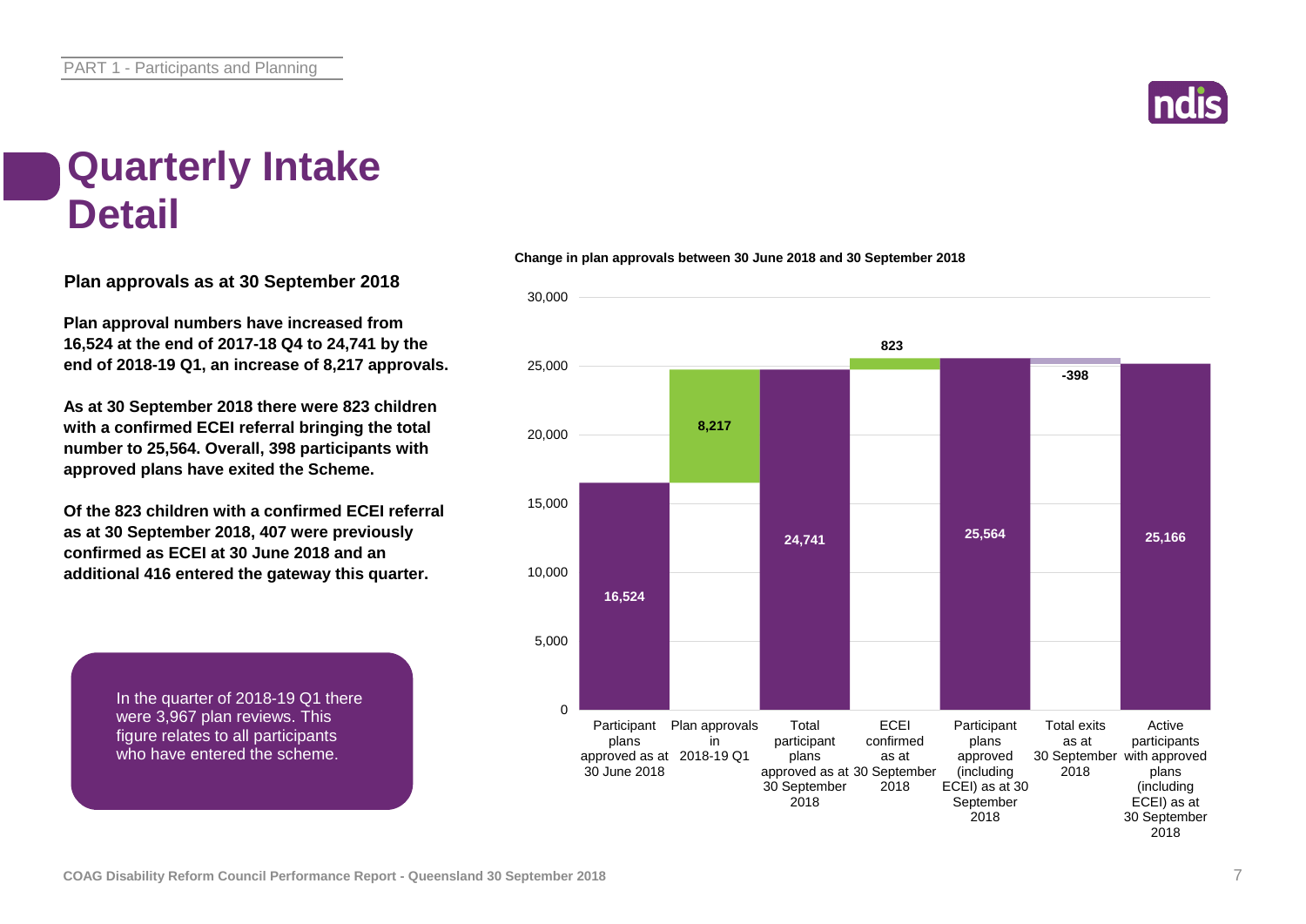# Quarterly Intake Detail

## Plan approvals as at 30 September 2018

**Plan approval numbers have increased from 16,524 at the end of 2017-18 Q4 to 24,741 by the end of 2018-19 Q1, an increase of 8,217 approvals.**

**As at 30 September 2018 there were 823 children with a confirmed ECEI referral bringing the total number to 25,564. Overall, 398 participants with approved plans have exited the Scheme.**

**Of the 823 children with a confirmed ECEI referral as at 30 September 2018, 407 were previously confirmed as ECEI at 30 June 2018 and an additional 416 entered the gateway this quarter.**

> In the quarter of 2018-19 Q1 there were 3,967 plan reviews. This figure relates to all participants who have entered the scheme.

**Change in plan approvals between 30 June 2018 and 30 September 2018**

| Category | Value |
|---|---|
| Participant plans approved as at 30 June 2018 | 16,524 |
| Plan approvals in 2018-19 Q1 | 8,217 |
| Total participant plans approved as at 30 September 2018 | 24,741 |
| ECEI confirmed as at 30 September 2018 | 823 |
| Participant plans approved (including ECEI) as at 30 September 2018 | 25,564 |
| Total exits as at 30 September 2018 | -398 |
| Active participants with approved plans (including ECEI) as at 30 September 2018 | 25,166 |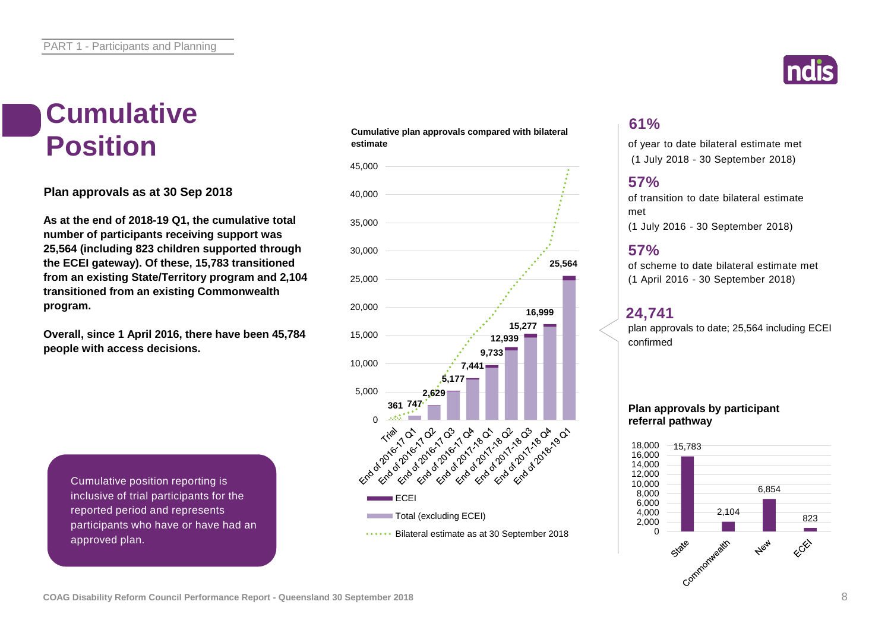# Cumulative Position

**Plan approvals as at 30 Sep 2018**

**As at the end of 2018-19 Q1, the cumulative total number of participants receiving support was 25,564 (including 823 children supported through the ECEI gateway). Of these, 15,783 transitioned from an existing State/Territory program and 2,104 transitioned from an existing Commonwealth program.**

**Overall, since 1 April 2016, there have been 45,784 people with access decisions.**

Cumulative position reporting is inclusive of trial participants for the reported period and represents participants who have or have had an approved plan.

**Cumulative plan approvals compared with bilateral estimate**

| Period | Total (including ECEI) |
|---|---|
| Trial | 361 |
| End of 2016-17 Q1 | 747 |
| End of 2016-17 Q2 | 2,629 |
| End of 2016-17 Q3 | 5,177 |
| End of 2016-17 Q4 | 7,441 |
| End of 2017-18 Q1 | 9,733 |
| End of 2017-18 Q2 | 12,939 |
| End of 2017-18 Q3 | 15,277 |
| End of 2017-18 Q4 | 16,999 |
| End of 2018-19 Q1 | 25,564 |

ECEI; Total (excluding ECEI); Bilateral estimate as at 30 September 2018

**61%**
of year to date bilateral estimate met
(1 July 2018 - 30 September 2018)

**57%**
of transition to date bilateral estimate met
(1 July 2016 - 30 September 2018)

**57%**
of scheme to date bilateral estimate met
(1 April 2016 - 30 September 2018)

**24,741**
plan approvals to date; 25,564 including ECEI confirmed

**Plan approvals by participant referral pathway**

| Pathway | Plan approvals |
|---|---|
| State | 15,783 |
| Commonwealth | 2,104 |
| New | 6,854 |
| ECEI | 823 |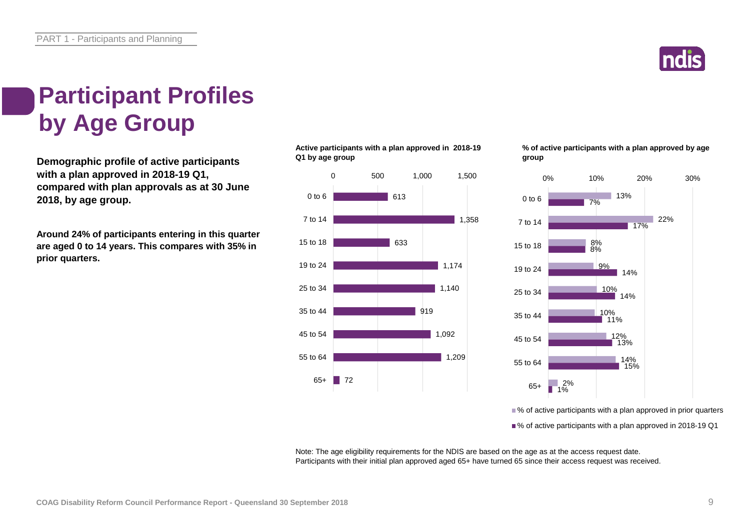# Participant Profiles by Age Group

**Demographic profile of active participants with a plan approved in 2018-19 Q1, compared with plan approvals as at 30 June 2018, by age group.**

**Around 24% of participants entering in this quarter are aged 0 to 14 years. This compares with 35% in prior quarters.**

**Active participants with a plan approved in 2018-19 Q1 by age group**

| Age group | Active participants |
|---|---|
| 0 to 6 | 613 |
| 7 to 14 | 1,358 |
| 15 to 18 | 633 |
| 19 to 24 | 1,174 |
| 25 to 34 | 1,140 |
| 35 to 44 | 919 |
| 45 to 54 | 1,092 |
| 55 to 64 | 1,209 |
| 65+ | 72 |

**% of active participants with a plan approved by age group**

| Age group | % of active participants with a plan approved in prior quarters | % of active participants with a plan approved in 2018-19 Q1 |
|---|---|---|
| 0 to 6 | 13% | 7% |
| 7 to 14 | 22% | 17% |
| 15 to 18 | 8% | 8% |
| 19 to 24 | 9% | 14% |
| 25 to 34 | 10% | 14% |
| 35 to 44 | 10% | 11% |
| 45 to 54 | 12% | 13% |
| 55 to 64 | 14% | 15% |
| 65+ | 2% | 1% |

Note: The age eligibility requirements for the NDIS are based on the age as at the access request date.
Participants with their initial plan approved aged 65+ have turned 65 since their access request was received.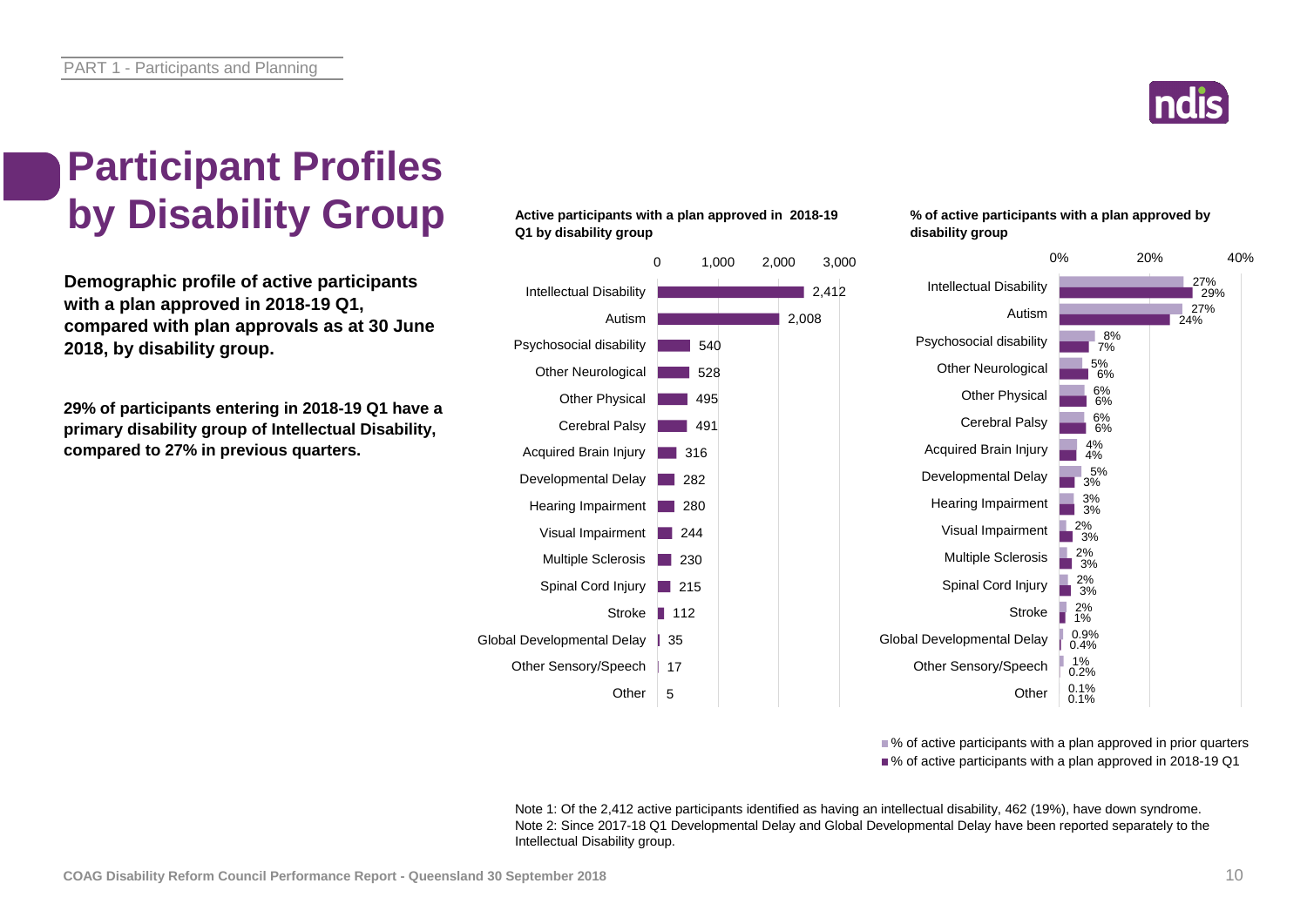# Participant Profiles by Disability Group

**Demographic profile of active participants with a plan approved in 2018-19 Q1, compared with plan approvals as at 30 June 2018, by disability group.**

**29% of participants entering in 2018-19 Q1 have a primary disability group of Intellectual Disability, compared to 27% in previous quarters.**

**Active participants with a plan approved in 2018-19 Q1 by disability group**

| Disability group | Active participants |
|---|---|
| Intellectual Disability | 2,412 |
| Autism | 2,008 |
| Psychosocial disability | 540 |
| Other Neurological | 528 |
| Other Physical | 495 |
| Cerebral Palsy | 491 |
| Acquired Brain Injury | 316 |
| Developmental Delay | 282 |
| Hearing Impairment | 280 |
| Visual Impairment | 244 |
| Multiple Sclerosis | 230 |
| Spinal Cord Injury | 215 |
| Stroke | 112 |
| Global Developmental Delay | 35 |
| Other Sensory/Speech | 17 |
| Other | 5 |

**% of active participants with a plan approved by disability group**

| Disability group | % of active participants with a plan approved in prior quarters | % of active participants with a plan approved in 2018-19 Q1 |
|---|---|---|
| Intellectual Disability | 27% | 29% |
| Autism | 27% | 24% |
| Psychosocial disability | 8% | 7% |
| Other Neurological | 5% | 6% |
| Other Physical | 6% | 6% |
| Cerebral Palsy | 6% | 6% |
| Acquired Brain Injury | 4% | 4% |
| Developmental Delay | 5% | 3% |
| Hearing Impairment | 3% | 3% |
| Visual Impairment | 2% | 3% |
| Multiple Sclerosis | 2% | 3% |
| Spinal Cord Injury | 2% | 3% |
| Stroke | 2% | 1% |
| Global Developmental Delay | 0.9% | 0.4% |
| Other Sensory/Speech | 1% | 0.2% |
| Other | 0.1% | 0.1% |

Note 1: Of the 2,412 active participants identified as having an intellectual disability, 462 (19%), have down syndrome.
Note 2: Since 2017-18 Q1 Developmental Delay and Global Developmental Delay have been reported separately to the Intellectual Disability group.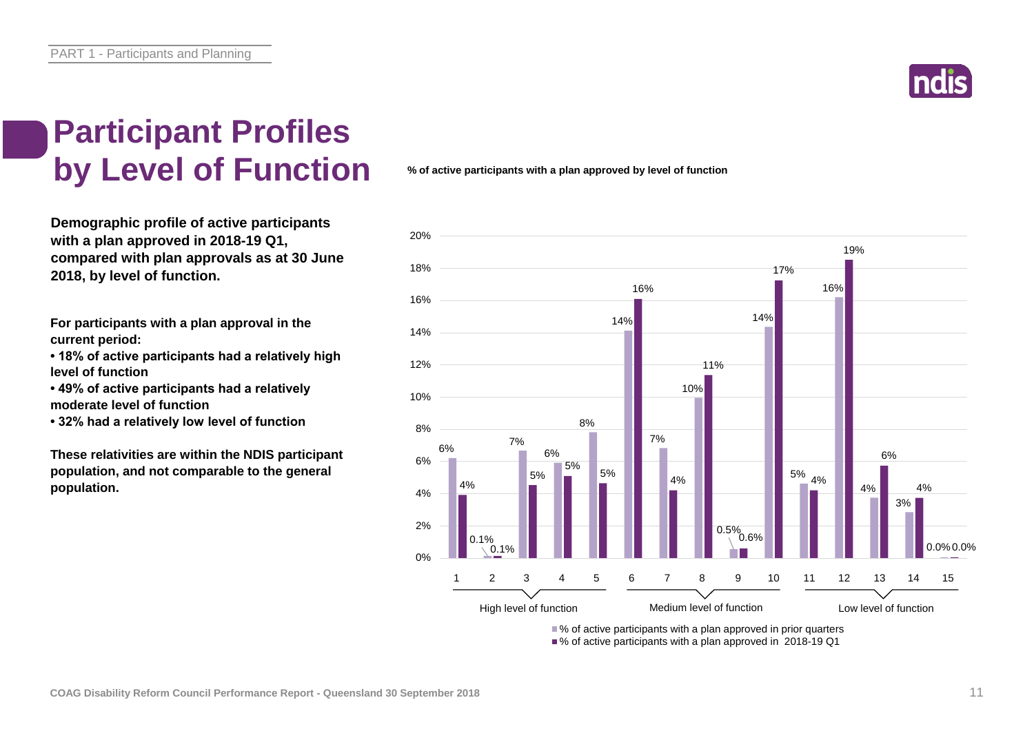# Participant Profiles by Level of Function

**Demographic profile of active participants with a plan approved in 2018-19 Q1, compared with plan approvals as at 30 June 2018, by level of function.**

**For participants with a plan approval in the current period:**

- **18% of active participants had a relatively high level of function**
- **49% of active participants had a relatively moderate level of function**
- **32% had a relatively low level of function**

**These relativities are within the NDIS participant population, and not comparable to the general population.**

**% of active participants with a plan approved by level of function**

| Level of function | % of active participants with a plan approved in prior quarters | % of active participants with a plan approved in 2018-19 Q1 |
| --- | --- | --- |
| 1 (High) | 6% | 4% |
| 2 (High) | 0.1% | 0.1% |
| 3 (High) | 7% | 5% |
| 4 (High) | 6% | 5% |
| 5 (High) | 8% | 5% |
| 6 (Medium) | 14% | 16% |
| 7 (Medium) | 7% | 4% |
| 8 (Medium) | 10% | 11% |
| 9 (Medium) | 0.5% | 0.6% |
| 10 (Medium) | 14% | 17% |
| 11 (Low) | 5% | 4% |
| 12 (Low) | 16% | 19% |
| 13 (Low) | 4% | 6% |
| 14 (Low) | 3% | 4% |
| 15 (Low) | 0.0% | 0.0% |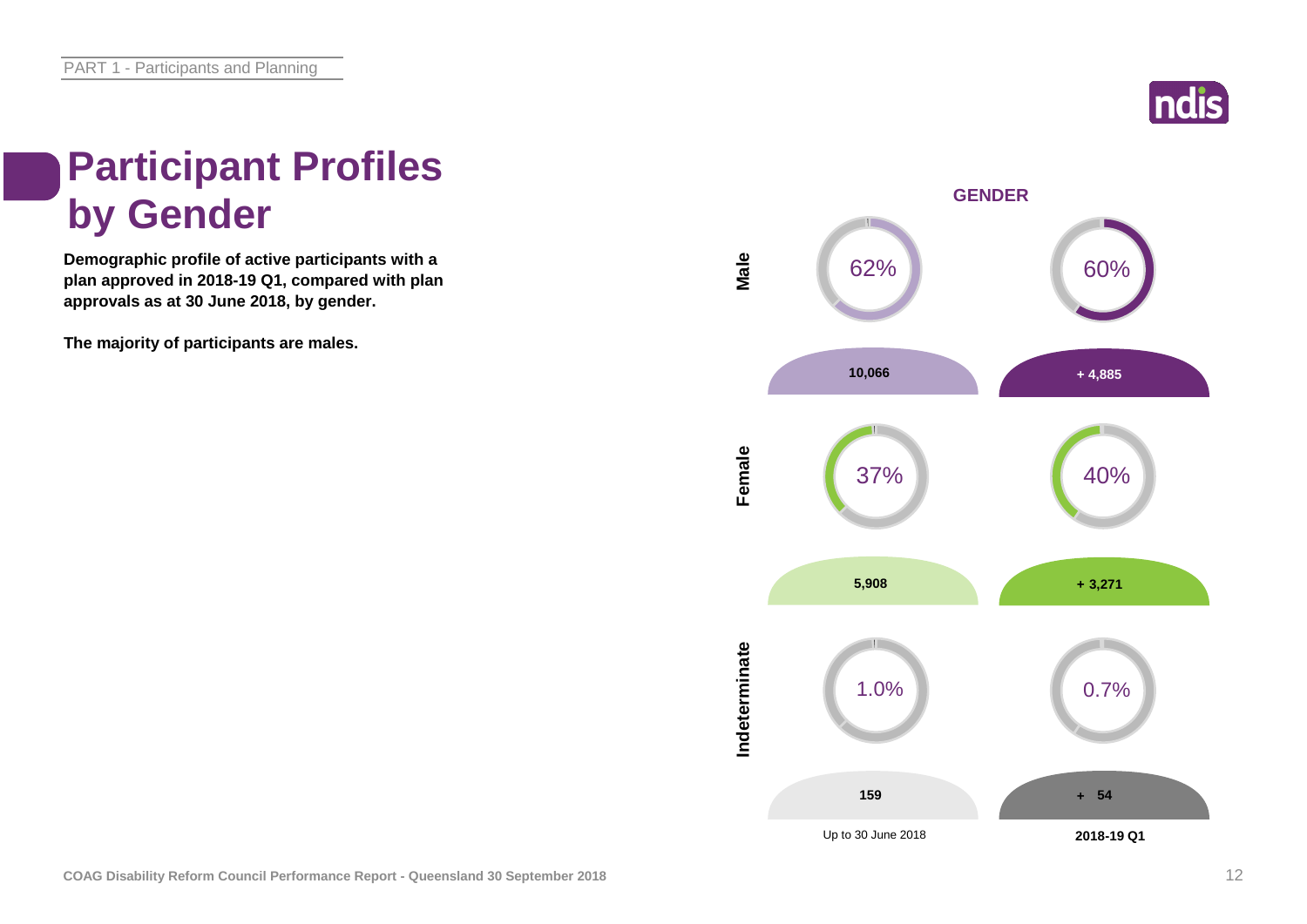# Participant Profiles by Gender

**Demographic profile of active participants with a plan approved in 2018-19 Q1, compared with plan approvals as at 30 June 2018, by gender.**

**The majority of participants are males.**

**GENDER**

| Gender | Up to 30 June 2018 | | 2018-19 Q1 | |
|---|---|---|---|---|
| Male | 62% | 10,066 | 60% | + 4,885 |
| Female | 37% | 5,908 | 40% | + 3,271 |
| Indeterminate | 1.0% | 159 | 0.7% | + 54 |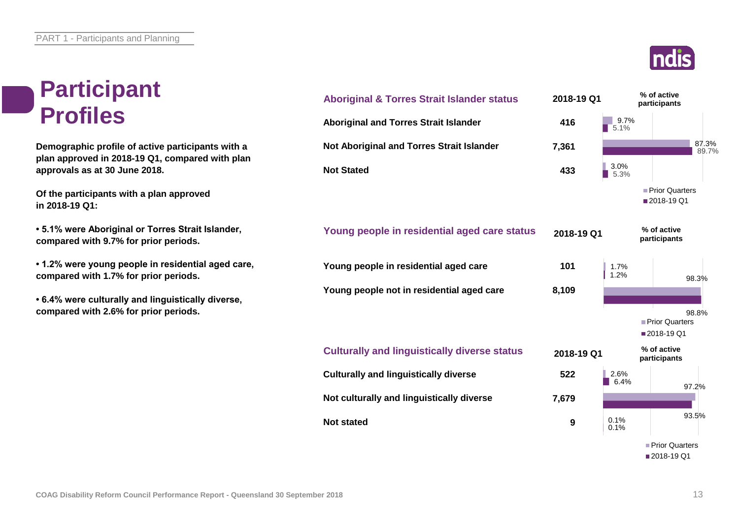# Participant Profiles

**Demographic profile of active participants with a plan approved in 2018-19 Q1, compared with plan approvals as at 30 June 2018.**

**Of the participants with a plan approved in 2018-19 Q1:**

**• 5.1% were Aboriginal or Torres Strait Islander, compared with 9.7% for prior periods.**

**• 1.2% were young people in residential aged care, compared with 1.7% for prior periods.**

**• 6.4% were culturally and linguistically diverse, compared with 2.6% for prior periods.**

## Aboriginal & Torres Strait Islander status

| Aboriginal & Torres Strait Islander status | 2018-19 Q1 | % of active participants – Prior Quarters | % of active participants – 2018-19 Q1 |
|---|---|---|---|
| Aboriginal and Torres Strait Islander | 416 | 9.7% | 5.1% |
| Not Aboriginal and Torres Strait Islander | 7,361 | 87.3% | 89.7% |
| Not Stated | 433 | 3.0% | 5.3% |

## Young people in residential aged care status

| Young people in residential aged care status | 2018-19 Q1 | % of active participants – Prior Quarters | % of active participants – 2018-19 Q1 |
|---|---|---|---|
| Young people in residential aged care | 101 | 1.7% | 1.2% |
| Young people not in residential aged care | 8,109 | 98.3% | 98.8% |

## Culturally and linguistically diverse status

| Culturally and linguistically diverse status | 2018-19 Q1 | % of active participants – Prior Quarters | % of active participants – 2018-19 Q1 |
|---|---|---|---|
| Culturally and linguistically diverse | 522 | 2.6% | 6.4% |
| Not culturally and linguistically diverse | 7,679 | 97.2% | 93.5% |
| Not stated | 9 | 0.1% | 0.1% |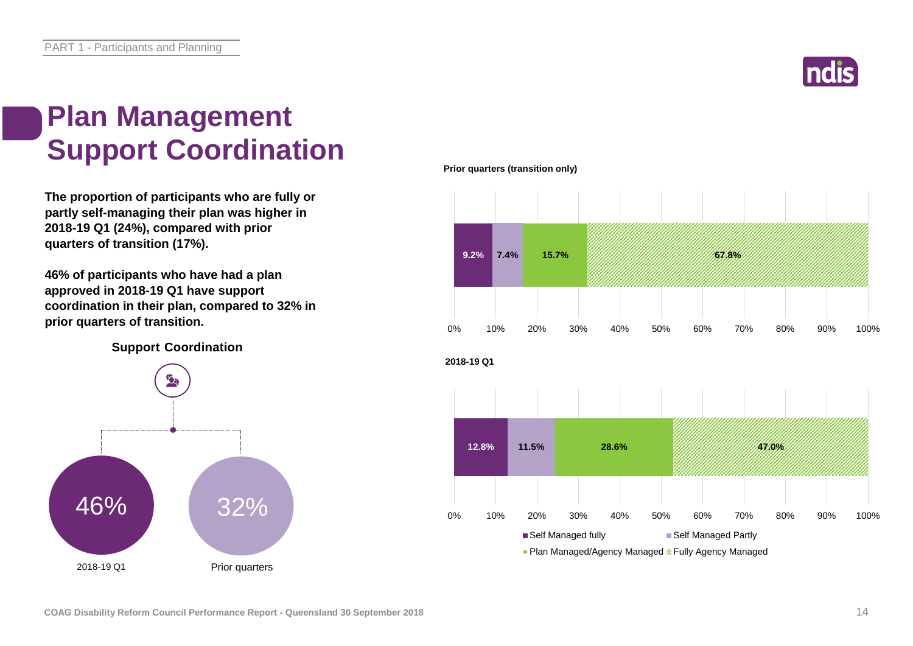# Plan Management Support Coordination

**The proportion of participants who are fully or partly self-managing their plan was higher in 2018-19 Q1 (24%), compared with prior quarters of transition (17%).**

**46% of participants who have had a plan approved in 2018-19 Q1 have support coordination in their plan, compared to 32% in prior quarters of transition.**

**Support Coordination**

| 2018-19 Q1 | Prior quarters |
|---|---|
| 46% | 32% |

**Prior quarters (transition only)**

| Self Managed fully | Self Managed Partly | Plan Managed/Agency Managed | Fully Agency Managed |
|---|---|---|---|
| 9.2% | 7.4% | 15.7% | 67.8% |

**2018-19 Q1**

| Self Managed fully | Self Managed Partly | Plan Managed/Agency Managed | Fully Agency Managed |
|---|---|---|---|
| 12.8% | 11.5% | 28.6% | 47.0% |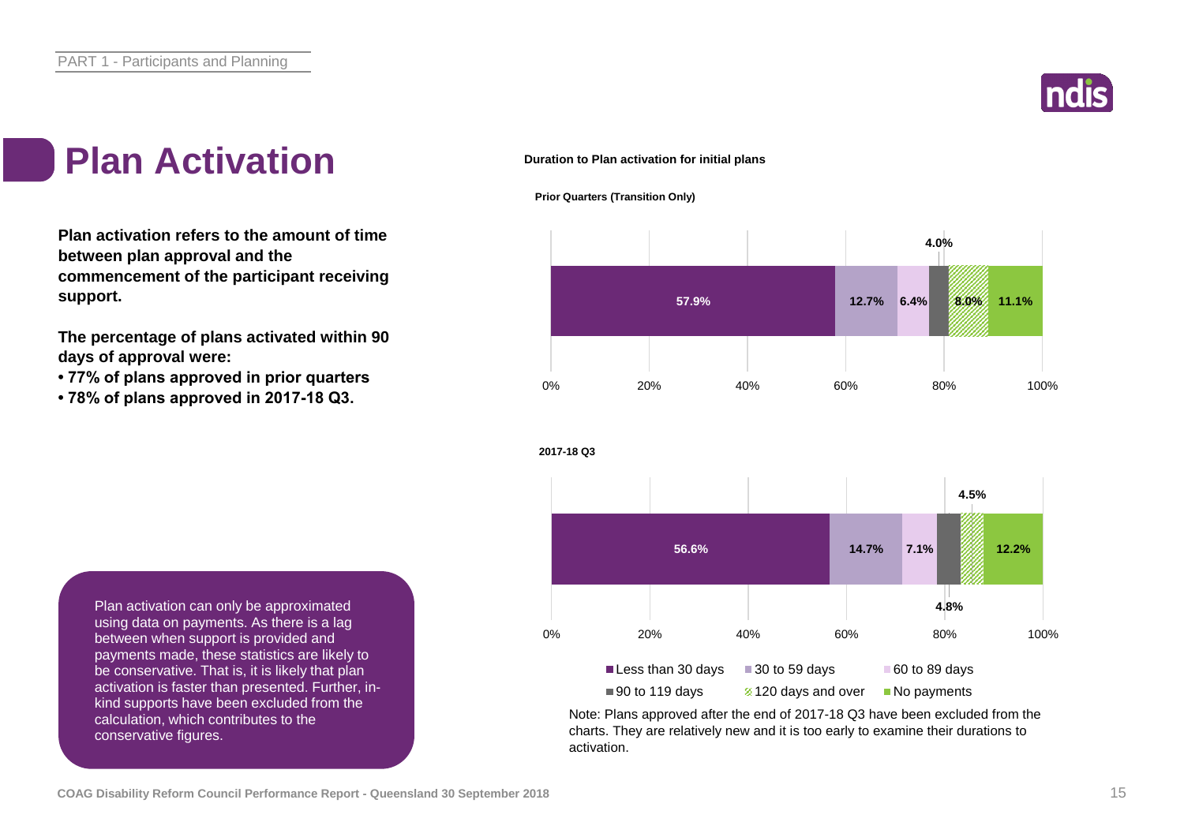# Plan Activation

**Plan activation refers to the amount of time between plan approval and the commencement of the participant receiving support.**

**The percentage of plans activated within 90 days of approval were:**

- **77% of plans approved in prior quarters**
- **78% of plans approved in 2017-18 Q3.**

Plan activation can only be approximated using data on payments. As there is a lag between when support is provided and payments made, these statistics are likely to be conservative. That is, it is likely that plan activation is faster than presented. Further, in-kind supports have been excluded from the calculation, which contributes to the conservative figures.

**Duration to Plan activation for initial plans**

**Prior Quarters (Transition Only)**

| Less than 30 days | 30 to 59 days | 60 to 89 days | 90 to 119 days | 120 days and over | No payments |
|---|---|---|---|---|---|
| 57.9% | 12.7% | 6.4% | 4.0% | 8.0% | 11.1% |

**2017-18 Q3**

| Less than 30 days | 30 to 59 days | 60 to 89 days | 90 to 119 days | 120 days and over | No payments |
|---|---|---|---|---|---|
| 56.6% | 14.7% | 7.1% | 4.8% | 4.5% | 12.2% |

Note: Plans approved after the end of 2017-18 Q3 have been excluded from the charts. They are relatively new and it is too early to examine their durations to activation.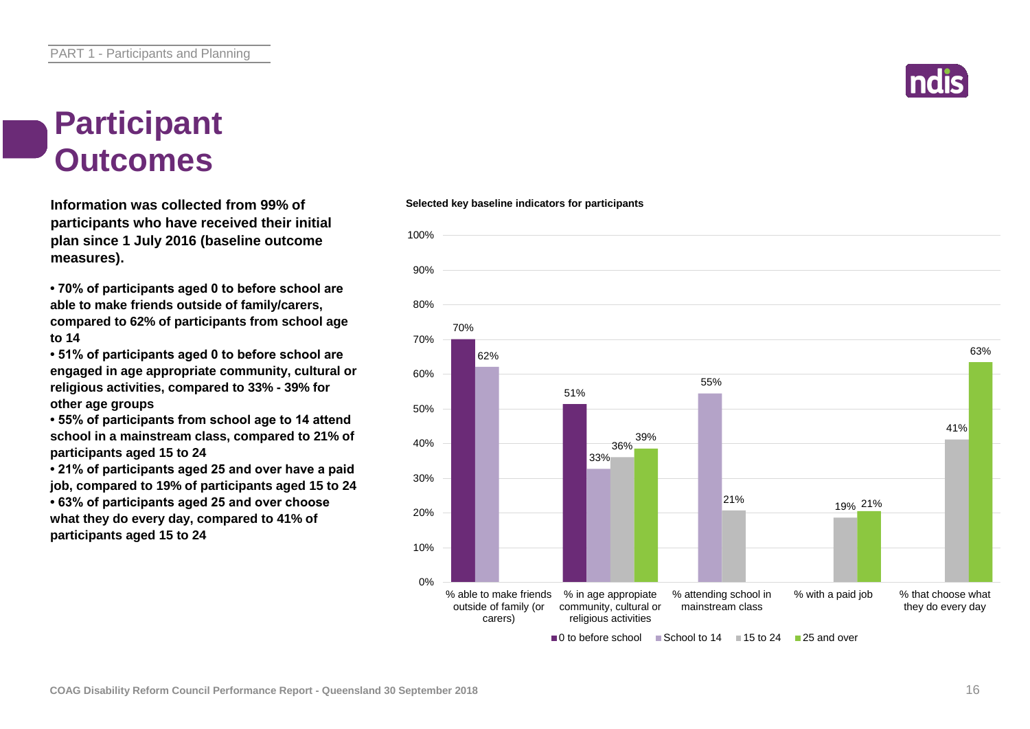# Participant Outcomes

**Information was collected from 99% of participants who have received their initial plan since 1 July 2016 (baseline outcome measures).**

- **70% of participants aged 0 to before school are able to make friends outside of family/carers, compared to 62% of participants from school age to 14**
- **51% of participants aged 0 to before school are engaged in age appropriate community, cultural or religious activities, compared to 33% - 39% for other age groups**
- **55% of participants from school age to 14 attend school in a mainstream class, compared to 21% of participants aged 15 to 24**
- **21% of participants aged 25 and over have a paid job, compared to 19% of participants aged 15 to 24**
- **63% of participants aged 25 and over choose what they do every day, compared to 41% of participants aged 15 to 24**

**Selected key baseline indicators for participants**

| Indicator | 0 to before school | School to 14 | 15 to 24 | 25 and over |
|---|---|---|---|---|
| % able to make friends outside of family (or carers) | 70% | 62% | | |
| % in age appropriate community, cultural or religious activities | 51% | 33% | 36% | 39% |
| % attending school in mainstream class | | 55% | 21% | |
| % with a paid job | | | 19% | 21% |
| % that choose what they do every day | | | 41% | 63% |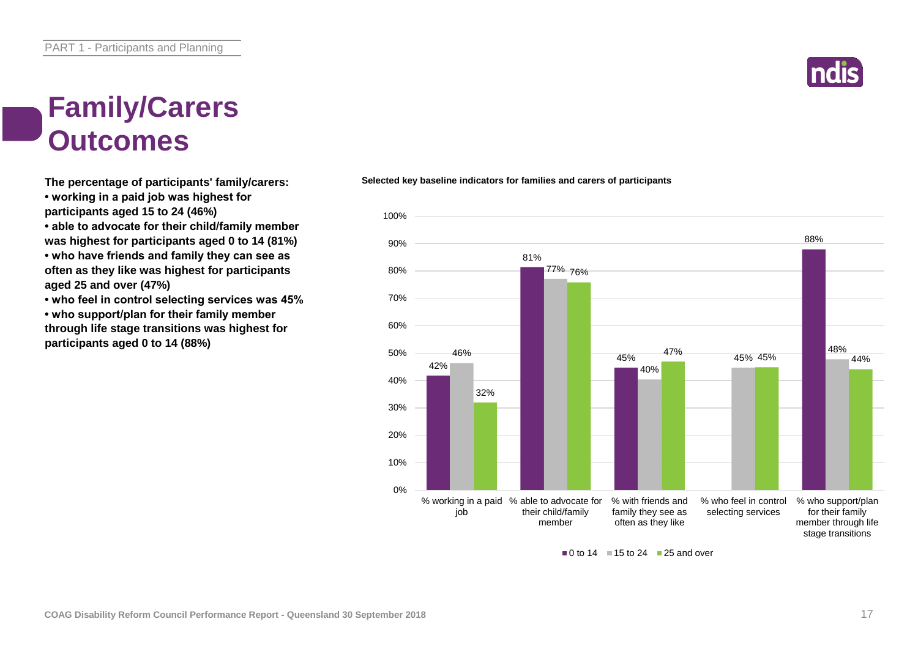# Family/Carers Outcomes

**The percentage of participants' family/carers:**

- **working in a paid job was highest for participants aged 15 to 24 (46%)**
- **able to advocate for their child/family member was highest for participants aged 0 to 14 (81%)**
- **who have friends and family they can see as often as they like was highest for participants aged 25 and over (47%)**
- **who feel in control selecting services was 45%**
- **who support/plan for their family member through life stage transitions was highest for participants aged 0 to 14 (88%)**

**Selected key baseline indicators for families and carers of participants**

| Indicator | 0 to 14 | 15 to 24 | 25 and over |
|---|---|---|---|
| % working in a paid job | 42% | 46% | 32% |
| % able to advocate for their child/family member | 81% | 77% | 76% |
| % with friends and family they see as often as they like | 45% | 40% | 47% |
| % who feel in control selecting services | | 45% | 45% |
| % who support/plan for their family member through life stage transitions | 88% | 48% | 44% |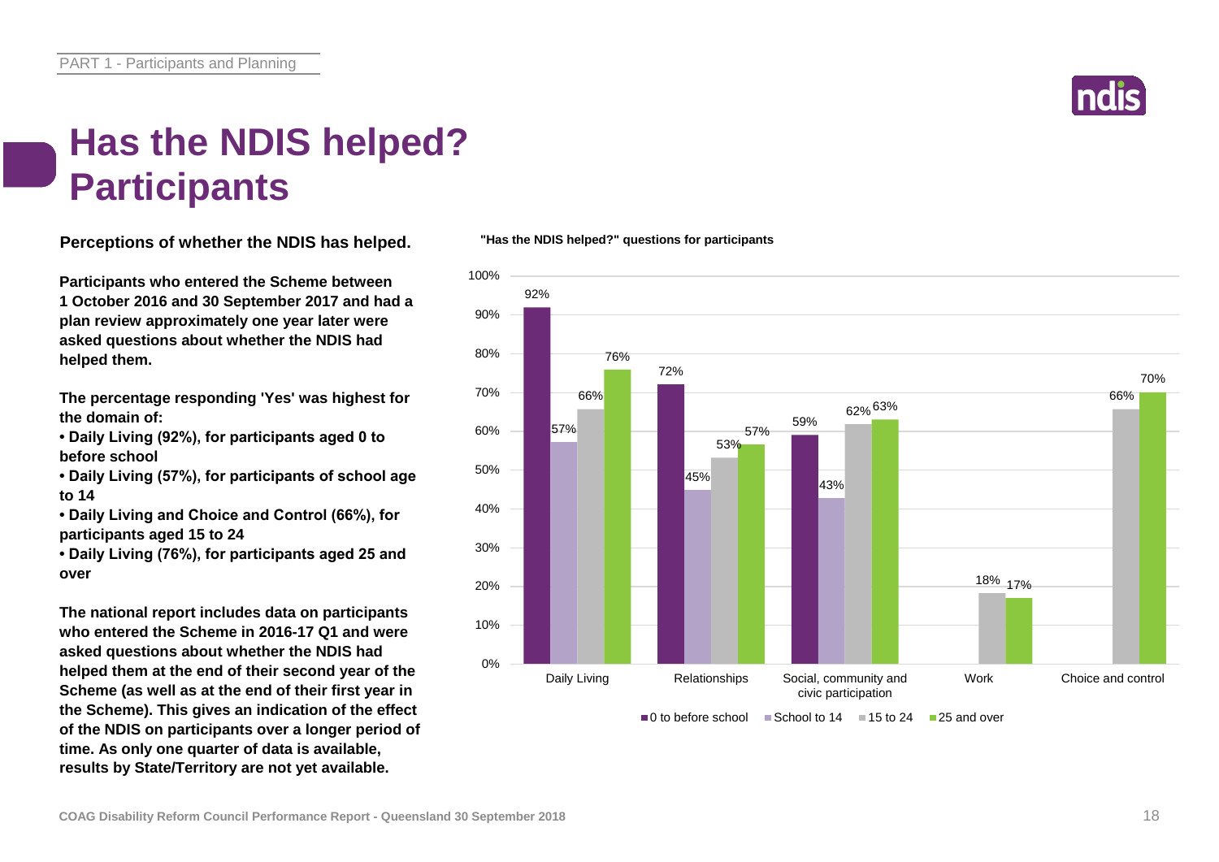# Has the NDIS helped? Participants

**Perceptions of whether the NDIS has helped.**

**Participants who entered the Scheme between 1 October 2016 and 30 September 2017 and had a plan review approximately one year later were asked questions about whether the NDIS had helped them.**

**The percentage responding 'Yes' was highest for the domain of:**

- **Daily Living (92%), for participants aged 0 to before school**
- **Daily Living (57%), for participants of school age to 14**
- **Daily Living and Choice and Control (66%), for participants aged 15 to 24**
- **Daily Living (76%), for participants aged 25 and over**

**The national report includes data on participants who entered the Scheme in 2016-17 Q1 and were asked questions about whether the NDIS had helped them at the end of their second year of the Scheme (as well as at the end of their first year in the Scheme). This gives an indication of the effect of the NDIS on participants over a longer period of time. As only one quarter of data is available, results by State/Territory are not yet available.**

**"Has the NDIS helped?" questions for participants**

| Domain | 0 to before school | School to 14 | 15 to 24 | 25 and over |
| --- | --- | --- | --- | --- |
| Daily Living | 92% | 57% | 66% | 76% |
| Relationships | 72% | 45% | 53% | 57% |
| Social, community and civic participation | 59% | 43% | 62% | 63% |
| Work | | | 18% | 17% |
| Choice and control | | | 66% | 70% |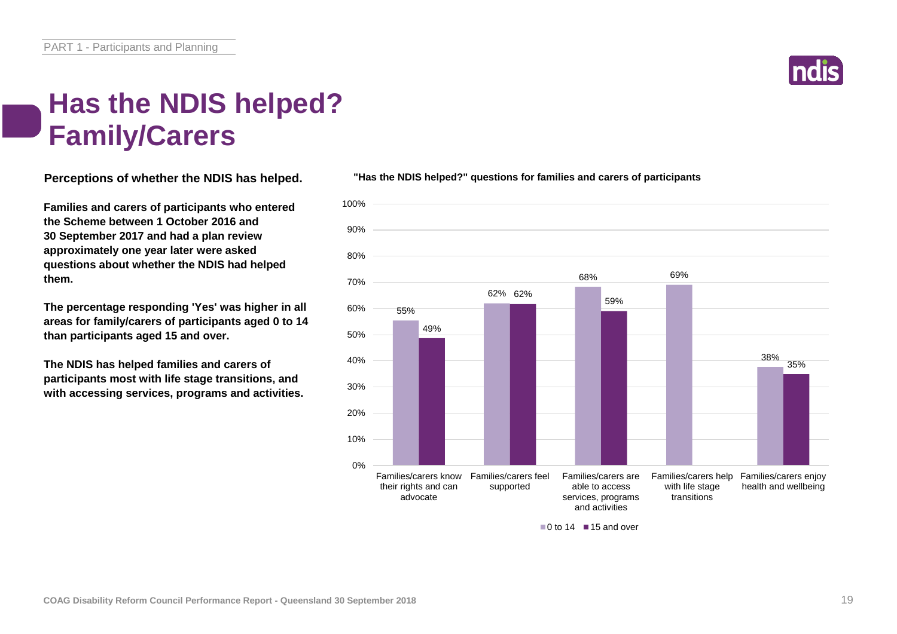# Has the NDIS helped? Family/Carers

**Perceptions of whether the NDIS has helped.**

**Families and carers of participants who entered the Scheme between 1 October 2016 and 30 September 2017 and had a plan review approximately one year later were asked questions about whether the NDIS had helped them.**

**The percentage responding 'Yes' was higher in all areas for family/carers of participants aged 0 to 14 than participants aged 15 and over.**

**The NDIS has helped families and carers of participants most with life stage transitions, and with accessing services, programs and activities.**

**"Has the NDIS helped?" questions for families and carers of participants**

| | 0 to 14 | 15 and over |
|---|---|---|
| Families/carers know their rights and can advocate | 55% | 49% |
| Families/carers feel supported | 62% | 62% |
| Families/carers are able to access services, programs and activities | 68% | 59% |
| Families/carers help with life stage transitions | 69% | |
| Families/carers enjoy health and wellbeing | 38% | 35% |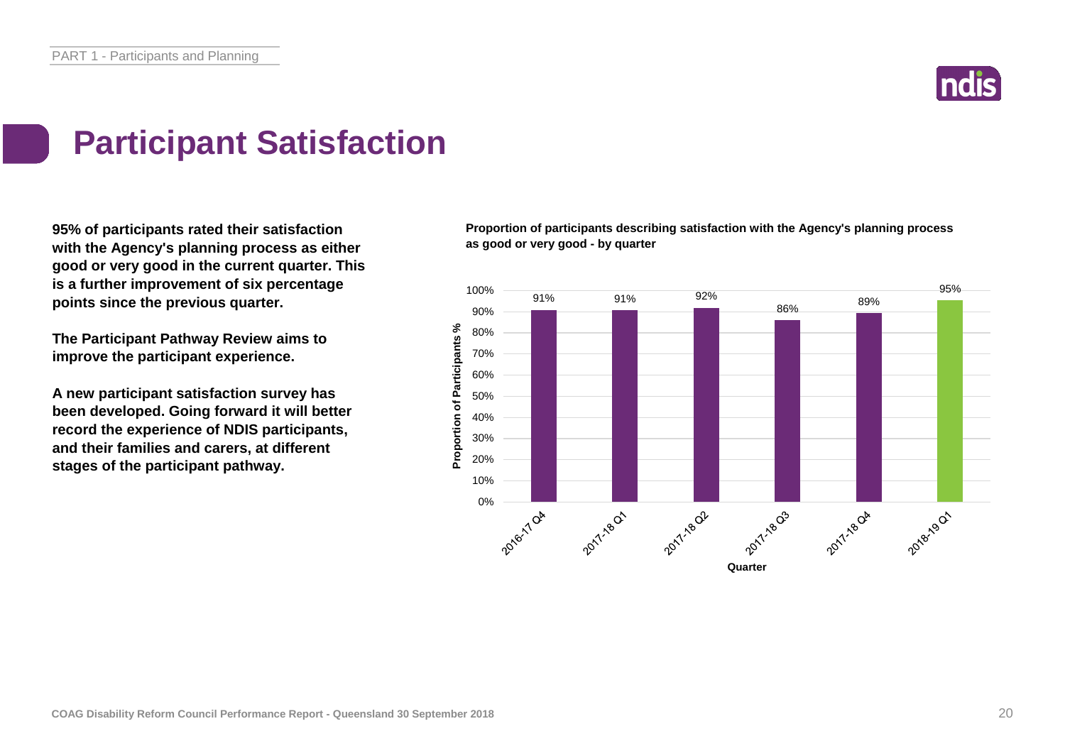# Participant Satisfaction

**95% of participants rated their satisfaction with the Agency's planning process as either good or very good in the current quarter. This is a further improvement of six percentage points since the previous quarter.**

**The Participant Pathway Review aims to improve the participant experience.**

**A new participant satisfaction survey has been developed. Going forward it will better record the experience of NDIS participants, and their families and carers, at different stages of the participant pathway.**

**Proportion of participants describing satisfaction with the Agency's planning process as good or very good - by quarter**

| Quarter | Proportion of Participants % |
| --- | --- |
| 2016-17 Q4 | 91% |
| 2017-18 Q1 | 91% |
| 2017-18 Q2 | 92% |
| 2017-18 Q3 | 86% |
| 2017-18 Q4 | 89% |
| 2018-19 Q1 | 95% |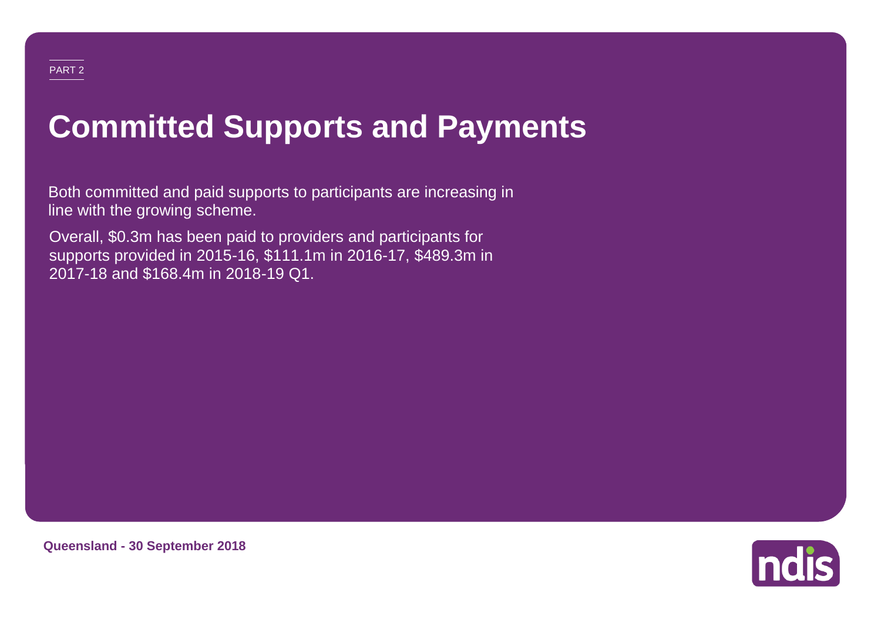PART 2

# Committed Supports and Payments

Both committed and paid supports to participants are increasing in line with the growing scheme.

Overall, $0.3m has been paid to providers and participants for supports provided in 2015-16, $111.1m in 2016-17, $489.3m in 2017-18 and $168.4m in 2018-19 Q1.

**Queensland - 30 September 2018**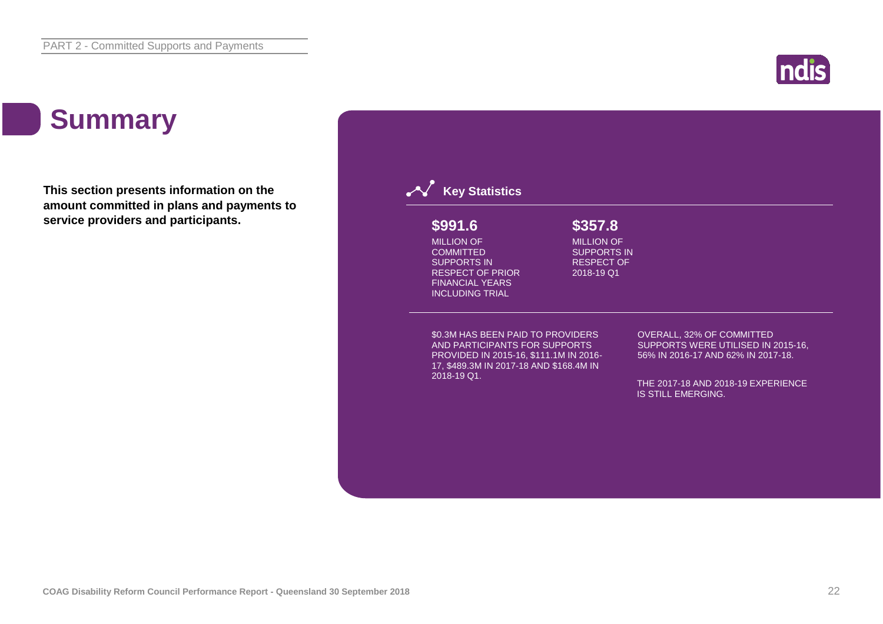# Summary

**This section presents information on the amount committed in plans and payments to service providers and participants.**

## Key Statistics

**$991.6**

MILLION OF COMMITTED SUPPORTS IN RESPECT OF PRIOR FINANCIAL YEARS INCLUDING TRIAL

**$357.8**

MILLION OF SUPPORTS IN RESPECT OF 2018-19 Q1

$0.3M HAS BEEN PAID TO PROVIDERS AND PARTICIPANTS FOR SUPPORTS PROVIDED IN 2015-16, $111.1M IN 2016-17, $489.3M IN 2017-18 AND $168.4M IN 2018-19 Q1.

OVERALL, 32% OF COMMITTED SUPPORTS WERE UTILISED IN 2015-16, 56% IN 2016-17 AND 62% IN 2017-18.

THE 2017-18 AND 2018-19 EXPERIENCE IS STILL EMERGING.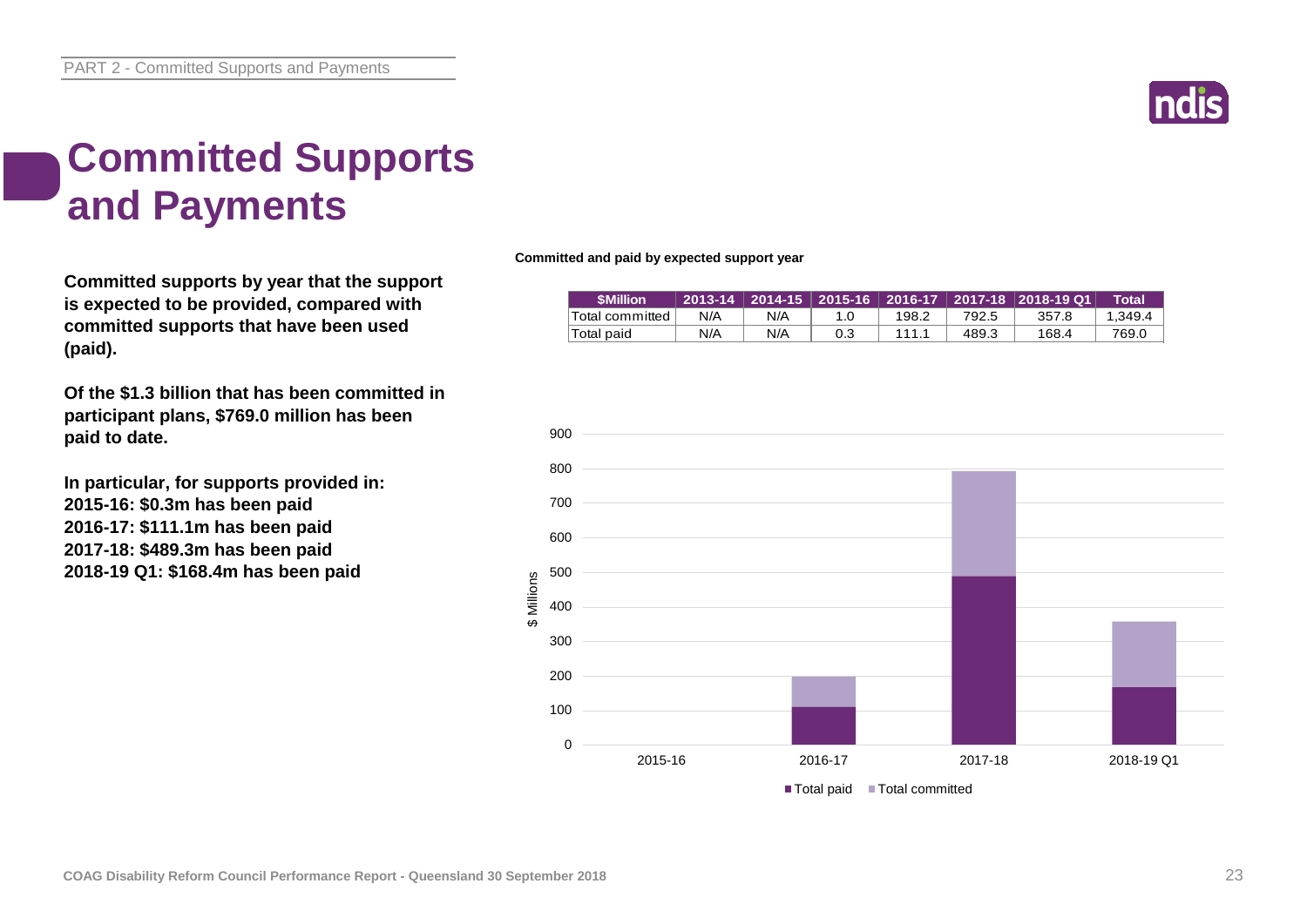# Committed Supports and Payments

**Committed supports by year that the support is expected to be provided, compared with committed supports that have been used (paid).**

**Of the $1.3 billion that has been committed in participant plans, $769.0 million has been paid to date.**

**In particular, for supports provided in:**
**2015-16: $0.3m has been paid**
**2016-17: $111.1m has been paid**
**2017-18: $489.3m has been paid**
**2018-19 Q1: $168.4m has been paid**

**Committed and paid by expected support year**

| $Million | 2013-14 | 2014-15 | 2015-16 | 2016-17 | 2017-18 | 2018-19 Q1 | Total |
|---|---|---|---|---|---|---|---|
| Total committed | N/A | N/A | 1.0 | 198.2 | 792.5 | 357.8 | 1,349.4 |
| Total paid | N/A | N/A | 0.3 | 111.1 | 489.3 | 168.4 | 769.0 |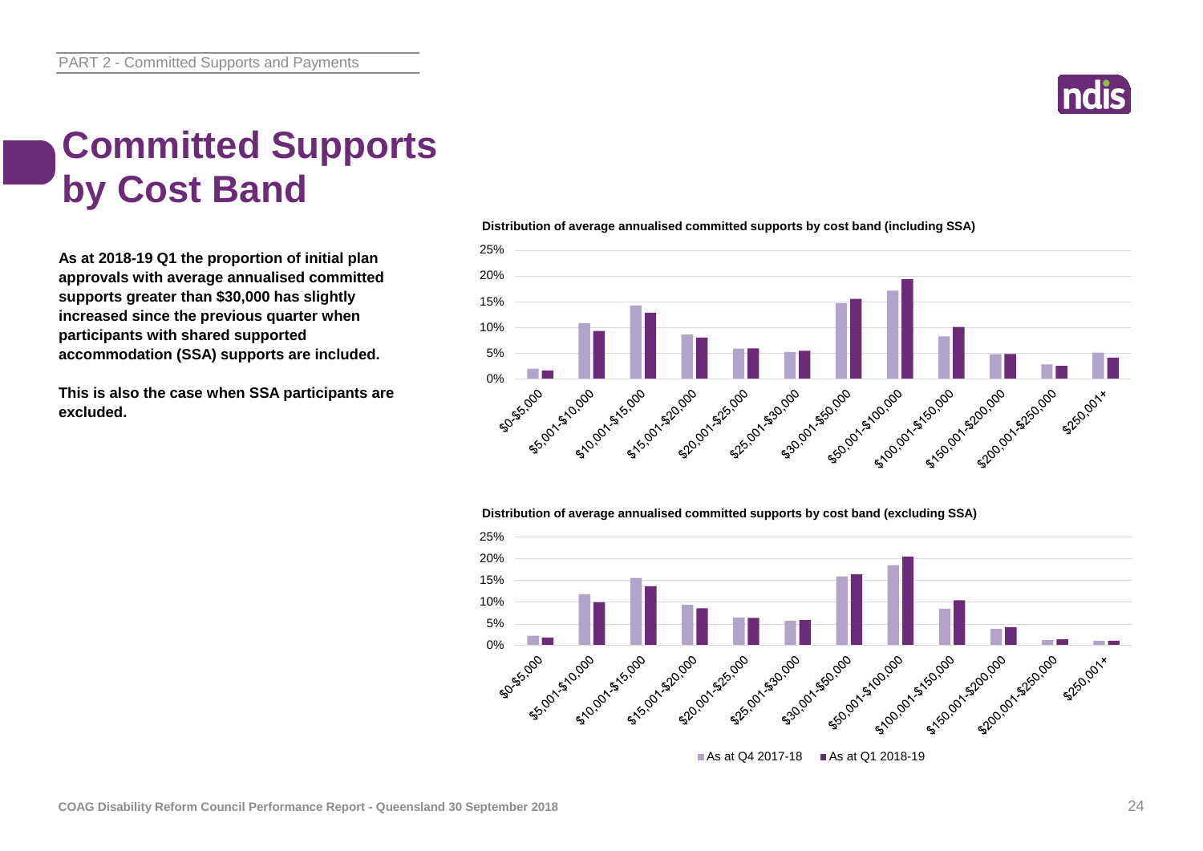# Committed Supports by Cost Band

**As at 2018-19 Q1 the proportion of initial plan approvals with average annualised committed supports greater than $30,000 has slightly increased since the previous quarter when participants with shared supported accommodation (SSA) supports are included.**

**This is also the case when SSA participants are excluded.**

**Distribution of average annualised committed supports by cost band (including SSA)**

**Distribution of average annualised committed supports by cost band (excluding SSA)**

As at Q4 2017-18 | As at Q1 2018-19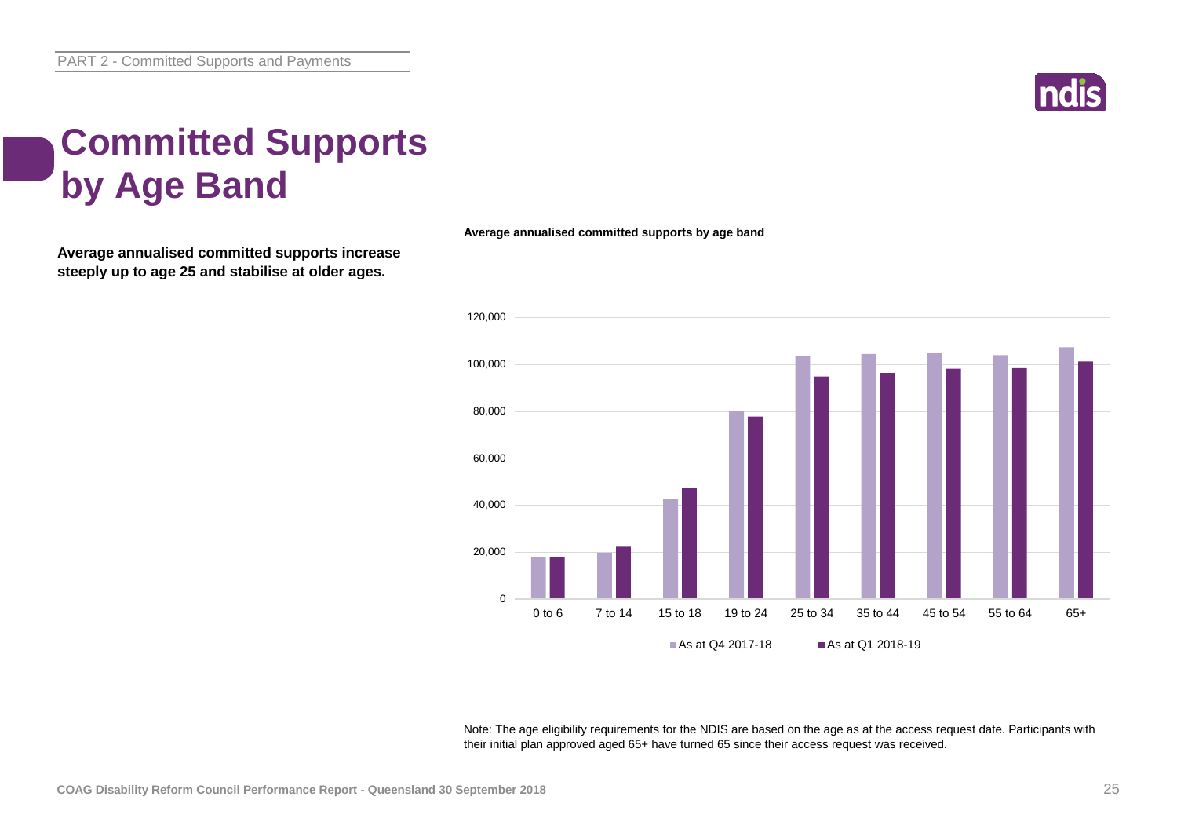# Committed Supports by Age Band

**Average annualised committed supports increase steeply up to age 25 and stabilise at older ages.**

**Average annualised committed supports by age band**

Note: The age eligibility requirements for the NDIS are based on the age as at the access request date. Participants with their initial plan approved aged 65+ have turned 65 since their access request was received.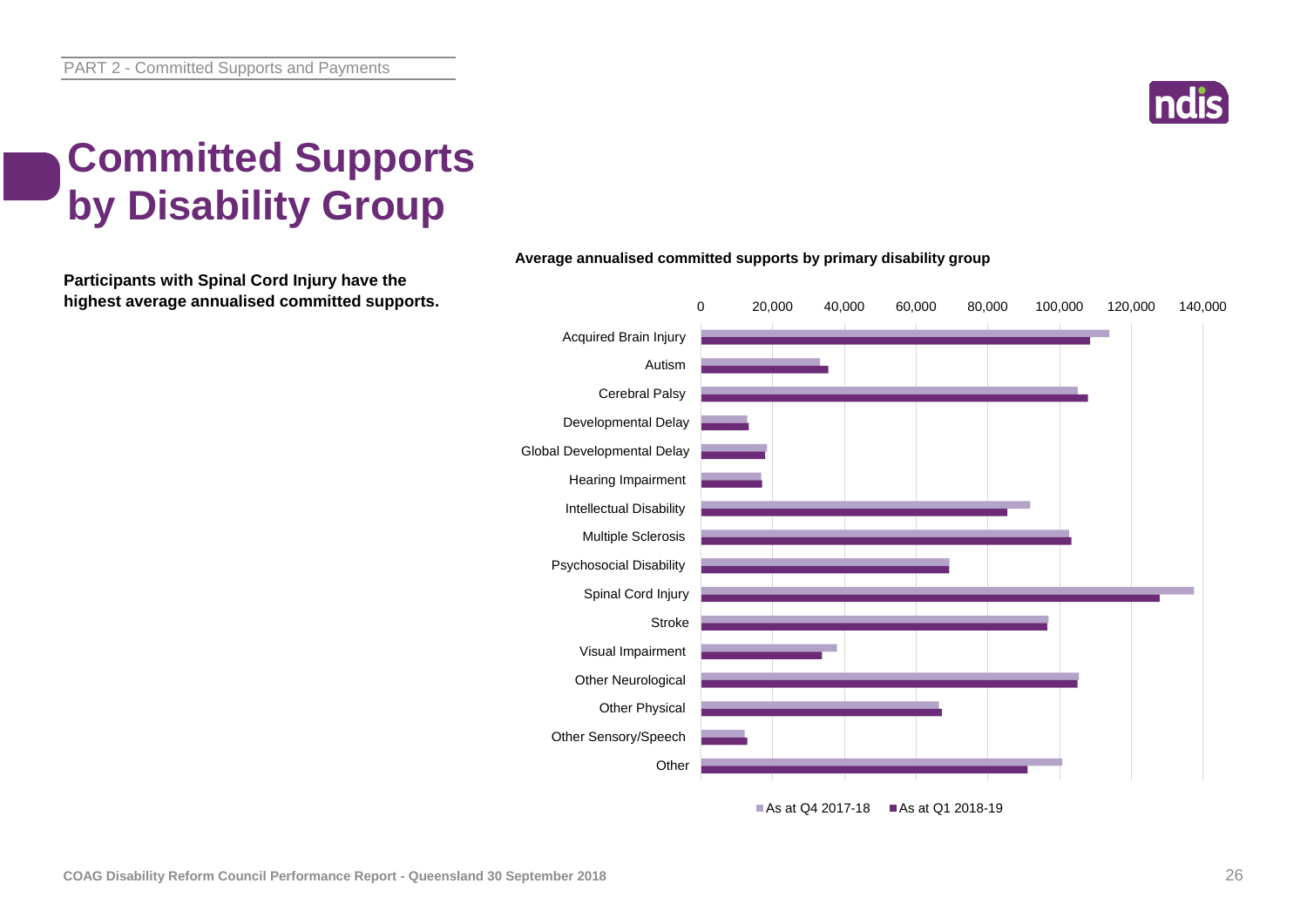# Committed Supports by Disability Group

**Participants with Spinal Cord Injury have the highest average annualised committed supports.**

**Average annualised committed supports by primary disability group**

| Primary disability group | As at Q4 2017-18 | As at Q1 2018-19 |
|---|---|---|
| Acquired Brain Injury | ~114,000 | ~108,000 |
| Autism | ~33,000 | ~35,000 |
| Cerebral Palsy | ~105,000 | ~108,000 |
| Developmental Delay | ~13,000 | ~13,000 |
| Global Developmental Delay | ~18,000 | ~18,000 |
| Hearing Impairment | ~17,000 | ~17,000 |
| Intellectual Disability | ~92,000 | ~85,000 |
| Multiple Sclerosis | ~103,000 | ~103,000 |
| Psychosocial Disability | ~69,000 | ~69,000 |
| Spinal Cord Injury | ~137,000 | ~128,000 |
| Stroke | ~97,000 | ~97,000 |
| Visual Impairment | ~38,000 | ~34,000 |
| Other Neurological | ~105,000 | ~105,000 |
| Other Physical | ~66,000 | ~67,000 |
| Other Sensory/Speech | ~12,000 | ~13,000 |
| Other | ~101,000 | ~91,000 |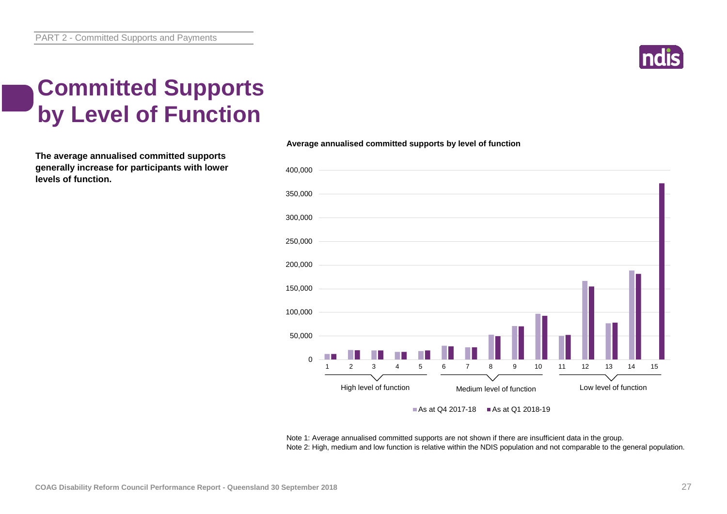# Committed Supports by Level of Function

**The average annualised committed supports generally increase for participants with lower levels of function.**

**Average annualised committed supports by level of function**

Note 1: Average annualised committed supports are not shown if there are insufficient data in the group.
Note 2: High, medium and low function is relative within the NDIS population and not comparable to the general population.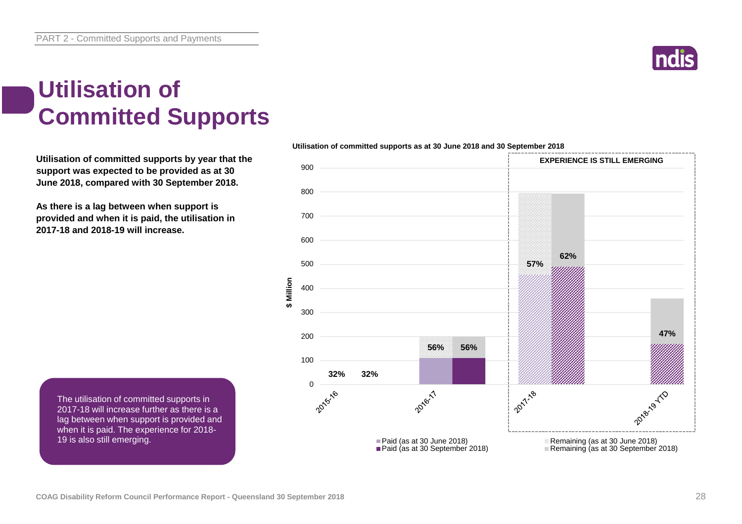# Utilisation of Committed Supports

**Utilisation of committed supports by year that the support was expected to be provided as at 30 June 2018, compared with 30 September 2018.**

**As there is a lag between when support is provided and when it is paid, the utilisation in 2017-18 and 2018-19 will increase.**

The utilisation of committed supports in 2017-18 will increase further as there is a lag between when support is provided and when it is paid. The experience for 2018-19 is also still emerging.

**Utilisation of committed supports as at 30 June 2018 and 30 September 2018**

| Year | 30 June 2018 | 30 September 2018 |
| --- | --- | --- |
| 2015-16 | 32% | 32% |
| 2016-17 | 56% | 56% |
| 2017-18 | 57% | 62% |
| 2018-19 YTD | | 47% |

EXPERIENCE IS STILL EMERGING (2017-18 and 2018-19 YTD)

$ Million (axis 0–900)

Legend: Paid (as at 30 June 2018); Paid (as at 30 September 2018); Remaining (as at 30 June 2018); Remaining (as at 30 September 2018)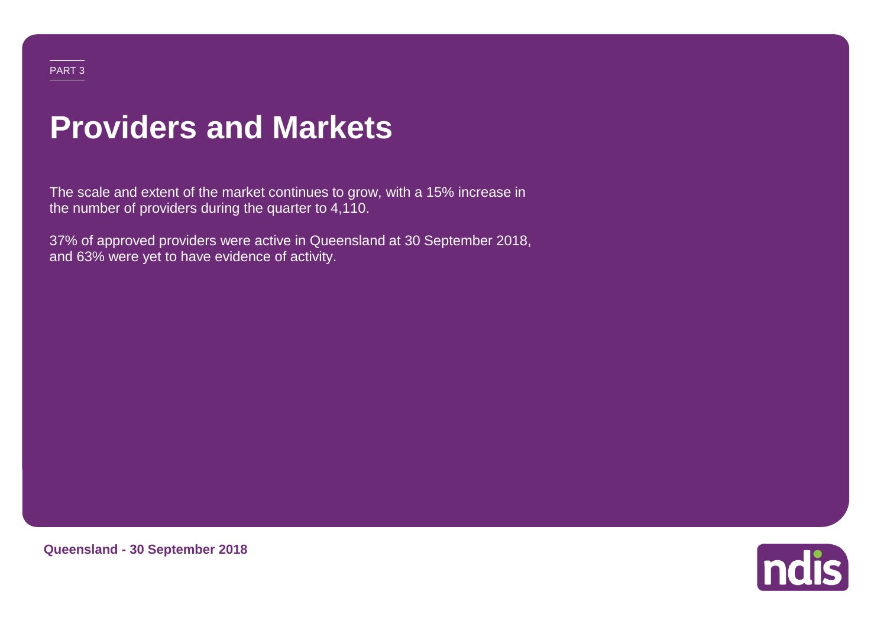PART 3

# Providers and Markets

The scale and extent of the market continues to grow, with a 15% increase in the number of providers during the quarter to 4,110.

37% of approved providers were active in Queensland at 30 September 2018, and 63% were yet to have evidence of activity.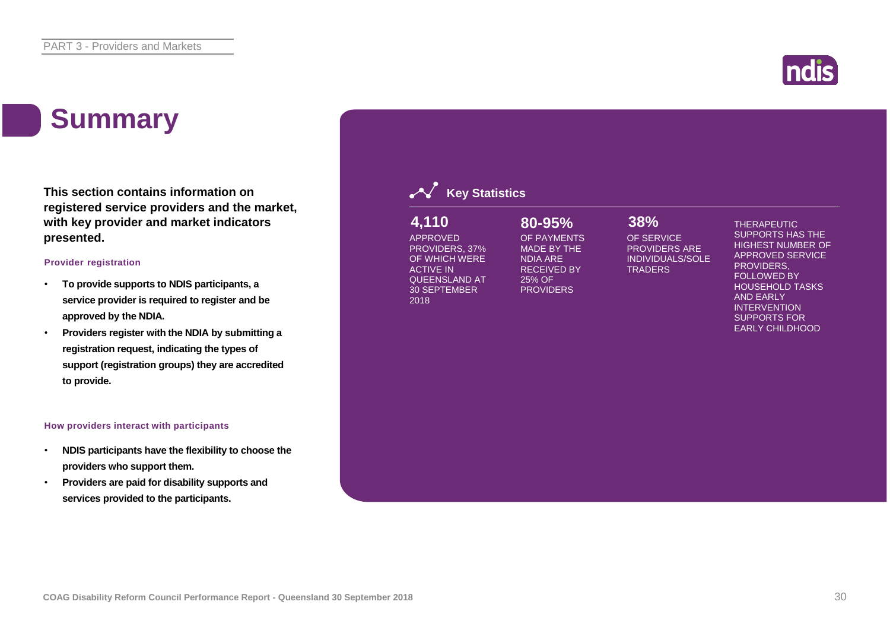# Summary

**This section contains information on registered service providers and the market, with key provider and market indicators presented.**

**Provider registration**

- **To provide supports to NDIS participants, a service provider is required to register and be approved by the NDIA.**
- **Providers register with the NDIA by submitting a registration request, indicating the types of support (registration groups) they are accredited to provide.**

**How providers interact with participants**

- **NDIS participants have the flexibility to choose the providers who support them.**
- **Providers are paid for disability supports and services provided to the participants.**

## Key Statistics

**4,110**
APPROVED PROVIDERS, 37% OF WHICH WERE ACTIVE IN QUEENSLAND AT 30 SEPTEMBER 2018

**80-95%**
OF PAYMENTS MADE BY THE NDIA ARE RECEIVED BY 25% OF PROVIDERS

**38%**
OF SERVICE PROVIDERS ARE INDIVIDUALS/SOLE TRADERS

THERAPEUTIC SUPPORTS HAS THE HIGHEST NUMBER OF APPROVED SERVICE PROVIDERS, FOLLOWED BY HOUSEHOLD TASKS AND EARLY INTERVENTION SUPPORTS FOR EARLY CHILDHOOD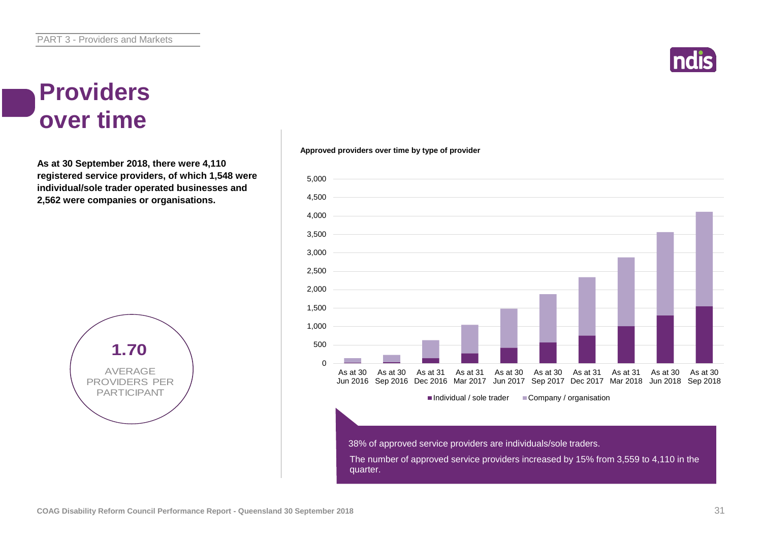# Providers over time

**As at 30 September 2018, there were 4,110 registered service providers, of which 1,548 were individual/sole trader operated businesses and 2,562 were companies or organisations.**

**1.70**

AVERAGE PROVIDERS PER PARTICIPANT

**Approved providers over time by type of provider**

■ Individual / sole trader ■ Company / organisation

38% of approved service providers are individuals/sole traders.

The number of approved service providers increased by 15% from 3,559 to 4,110 in the quarter.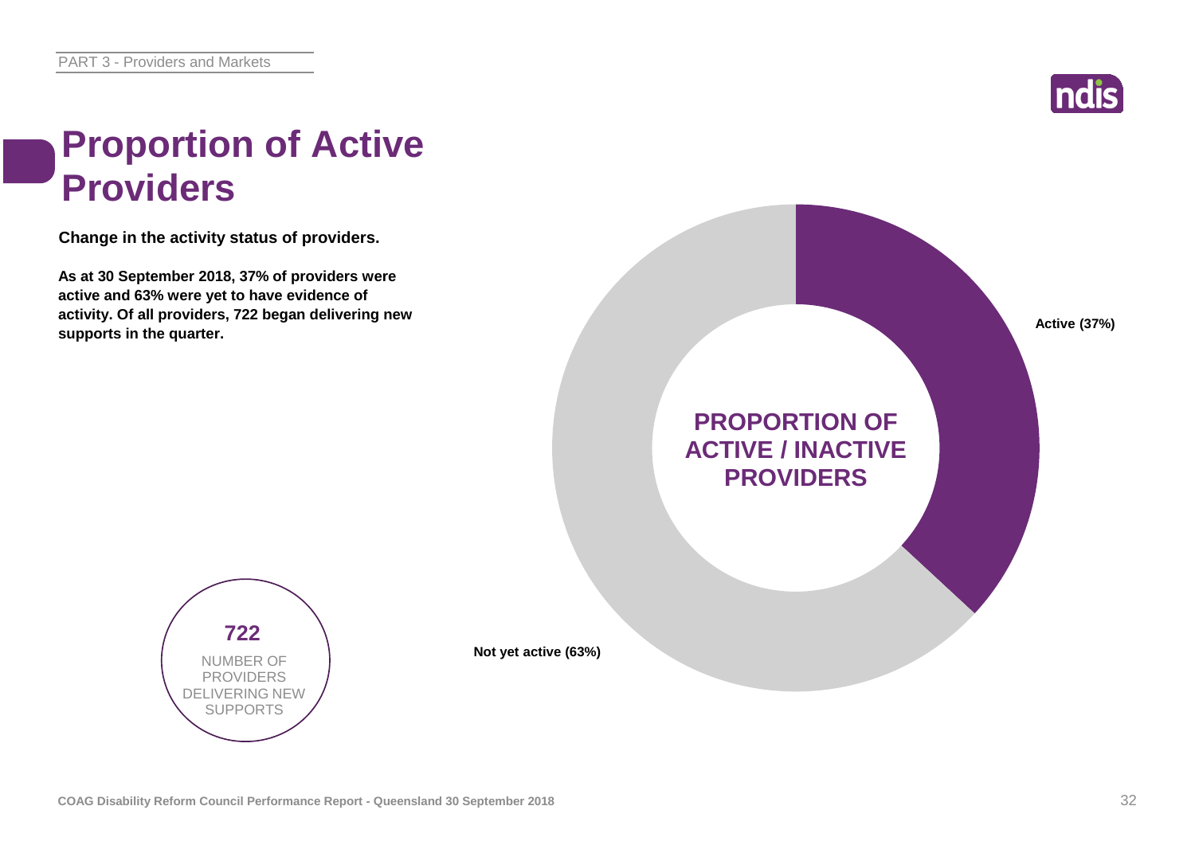# Proportion of Active Providers

**Change in the activity status of providers.**

**As at 30 September 2018, 37% of providers were active and 63% were yet to have evidence of activity. Of all providers, 722 began delivering new supports in the quarter.**

**PROPORTION OF ACTIVE / INACTIVE PROVIDERS**

**Active (37%)**

**Not yet active (63%)**

**722**

NUMBER OF PROVIDERS DELIVERING NEW SUPPORTS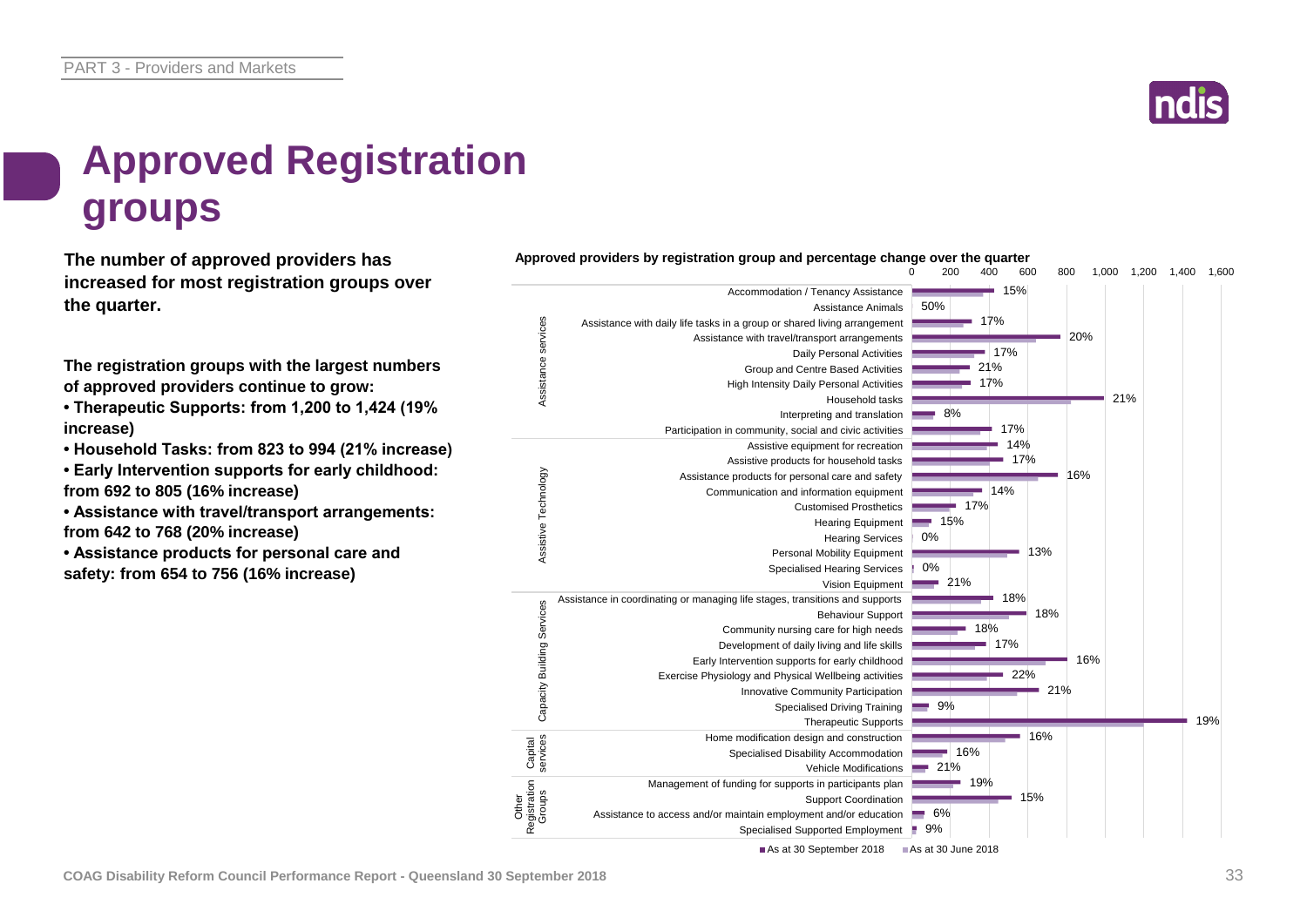# Approved Registration groups

**The number of approved providers has increased for most registration groups over the quarter.**

**The registration groups with the largest numbers of approved providers continue to grow:**

- **Therapeutic Supports: from 1,200 to 1,424 (19% increase)**
- **Household Tasks: from 823 to 994 (21% increase)**
- **Early Intervention supports for early childhood: from 692 to 805 (16% increase)**
- **Assistance with travel/transport arrangements: from 642 to 768 (20% increase)**
- **Assistance products for personal care and safety: from 654 to 756 (16% increase)**

**Approved providers by registration group and percentage change over the quarter**

| Category | Registration group | % change |
|---|---|---|
| Assistance services | Accommodation / Tenancy Assistance | 15% |
| | Assistance Animals | 50% |
| | Assistance with daily life tasks in a group or shared living arrangement | 17% |
| | Assistance with travel/transport arrangements | 20% |
| | Daily Personal Activities | 17% |
| | Group and Centre Based Activities | 21% |
| | High Intensity Daily Personal Activities | 17% |
| | Household tasks | 21% |
| | Interpreting and translation | 8% |
| | Participation in community, social and civic activities | 17% |
| Assistive Technology | Assistive equipment for recreation | 14% |
| | Assistive products for household tasks | 17% |
| | Assistance products for personal care and safety | 16% |
| | Communication and information equipment | 14% |
| | Customised Prosthetics | 17% |
| | Hearing Equipment | 15% |
| | Hearing Services | 0% |
| | Personal Mobility Equipment | 13% |
| | Specialised Hearing Services | 0% |
| | Vision Equipment | 21% |
| Capacity Building Services | Assistance in coordinating or managing life stages, transitions and supports | 18% |
| | Behaviour Support | 18% |
| | Community nursing care for high needs | 18% |
| | Development of daily living and life skills | 17% |
| | Early Intervention supports for early childhood | 16% |
| | Exercise Physiology and Physical Wellbeing activities | 22% |
| | Innovative Community Participation | 21% |
| | Specialised Driving Training | 9% |
| | Therapeutic Supports | 19% |
| Capital services | Home modification design and construction | 16% |
| | Specialised Disability Accommodation | 16% |
| | Vehicle Modifications | 21% |
| Other Registration Groups | Management of funding for supports in participants plan | 19% |
| | Support Coordination | 15% |
| | Assistance to access and/or maintain employment and/or education | 6% |
| | Specialised Supported Employment | 9% |

Legend: As at 30 September 2018; As at 30 June 2018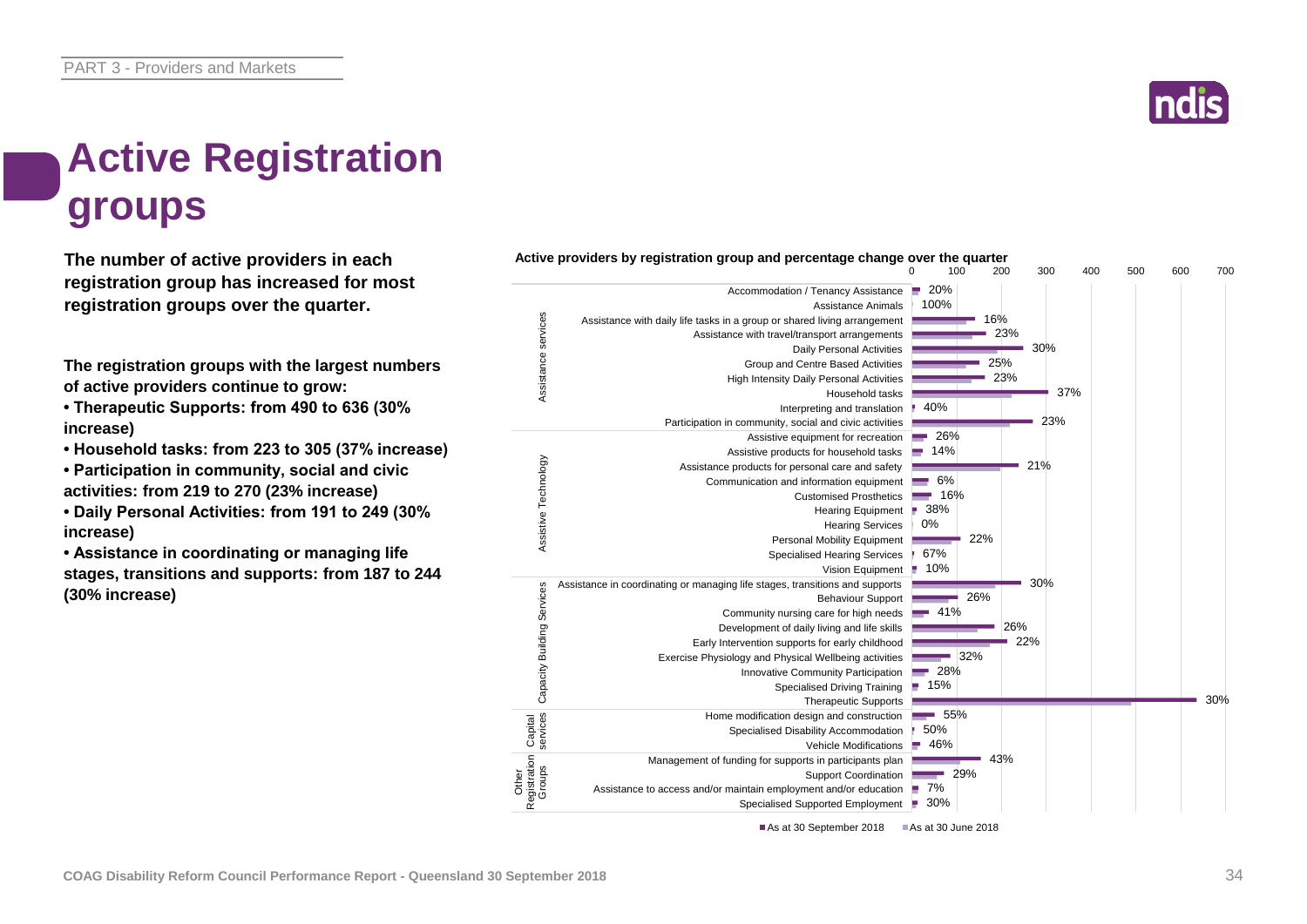# Active Registration groups

**The number of active providers in each registration group has increased for most registration groups over the quarter.**

**The registration groups with the largest numbers of active providers continue to grow:**

- **Therapeutic Supports: from 490 to 636 (30% increase)**
- **Household tasks: from 223 to 305 (37% increase)**
- **Participation in community, social and civic activities: from 219 to 270 (23% increase)**
- **Daily Personal Activities: from 191 to 249 (30% increase)**
- **Assistance in coordinating or managing life stages, transitions and supports: from 187 to 244 (30% increase)**

**Active providers by registration group and percentage change over the quarter**

| Category | Registration group | % change |
|---|---|---|
| Assistance services | Accommodation / Tenancy Assistance | 20% |
| | Assistance Animals | 100% |
| | Assistance with daily life tasks in a group or shared living arrangement | 16% |
| | Assistance with travel/transport arrangements | 23% |
| | Daily Personal Activities | 30% |
| | Group and Centre Based Activities | 25% |
| | High Intensity Daily Personal Activities | 23% |
| | Household tasks | 37% |
| | Interpreting and translation | 40% |
| | Participation in community, social and civic activities | 23% |
| Assistive Technology | Assistive equipment for recreation | 26% |
| | Assistive products for household tasks | 14% |
| | Assistance products for personal care and safety | 21% |
| | Communication and information equipment | 6% |
| | Customised Prosthetics | 16% |
| | Hearing Equipment | 38% |
| | Hearing Services | 0% |
| | Personal Mobility Equipment | 22% |
| | Specialised Hearing Services | 67% |
| | Vision Equipment | 10% |
| Capacity Building Services | Assistance in coordinating or managing life stages, transitions and supports | 30% |
| | Behaviour Support | 26% |
| | Community nursing care for high needs | 41% |
| | Development of daily living and life skills | 26% |
| | Early Intervention supports for early childhood | 22% |
| | Exercise Physiology and Physical Wellbeing activities | 32% |
| | Innovative Community Participation | 28% |
| | Specialised Driving Training | 15% |
| | Therapeutic Supports | 30% |
| Capital services | Home modification design and construction | 55% |
| | Specialised Disability Accommodation | 50% |
| | Vehicle Modifications | 46% |
| Other Registration Groups | Management of funding for supports in participants plan | 43% |
| | Support Coordination | 29% |
| | Assistance to access and/or maintain employment and/or education | 7% |
| | Specialised Supported Employment | 30% |

■ As at 30 September 2018 ■ As at 30 June 2018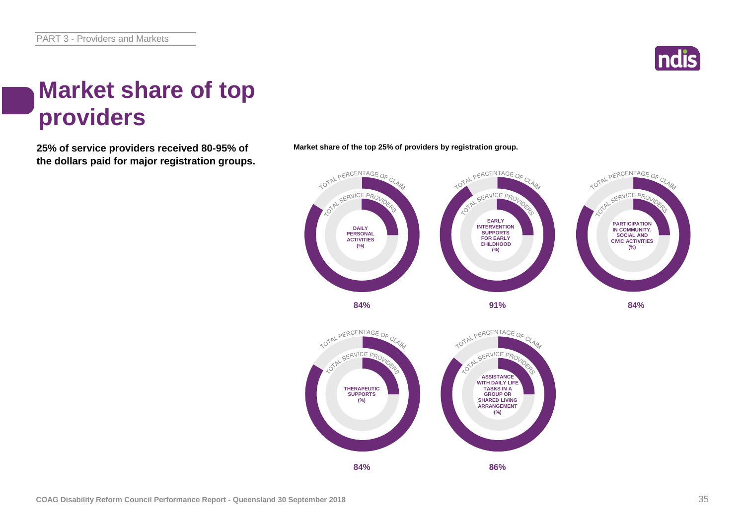# Market share of top providers

**25% of service providers received 80-95% of the dollars paid for major registration groups.**

**Market share of the top 25% of providers by registration group.**

| Registration group | Total percentage of claim |
| --- | --- |
| DAILY PERSONAL ACTIVITIES (%) | 84% |
| EARLY INTERVENTION SUPPORTS FOR EARLY CHILDHOOD (%) | 91% |
| PARTICIPATION IN COMMUNITY, SOCIAL AND CIVIC ACTIVITIES (%) | 84% |
| THERAPEUTIC SUPPORTS (%) | 84% |
| ASSISTANCE WITH DAILY LIFE TASKS IN A GROUP OR SHARED LIVING ARRANGEMENT (%) | 86% |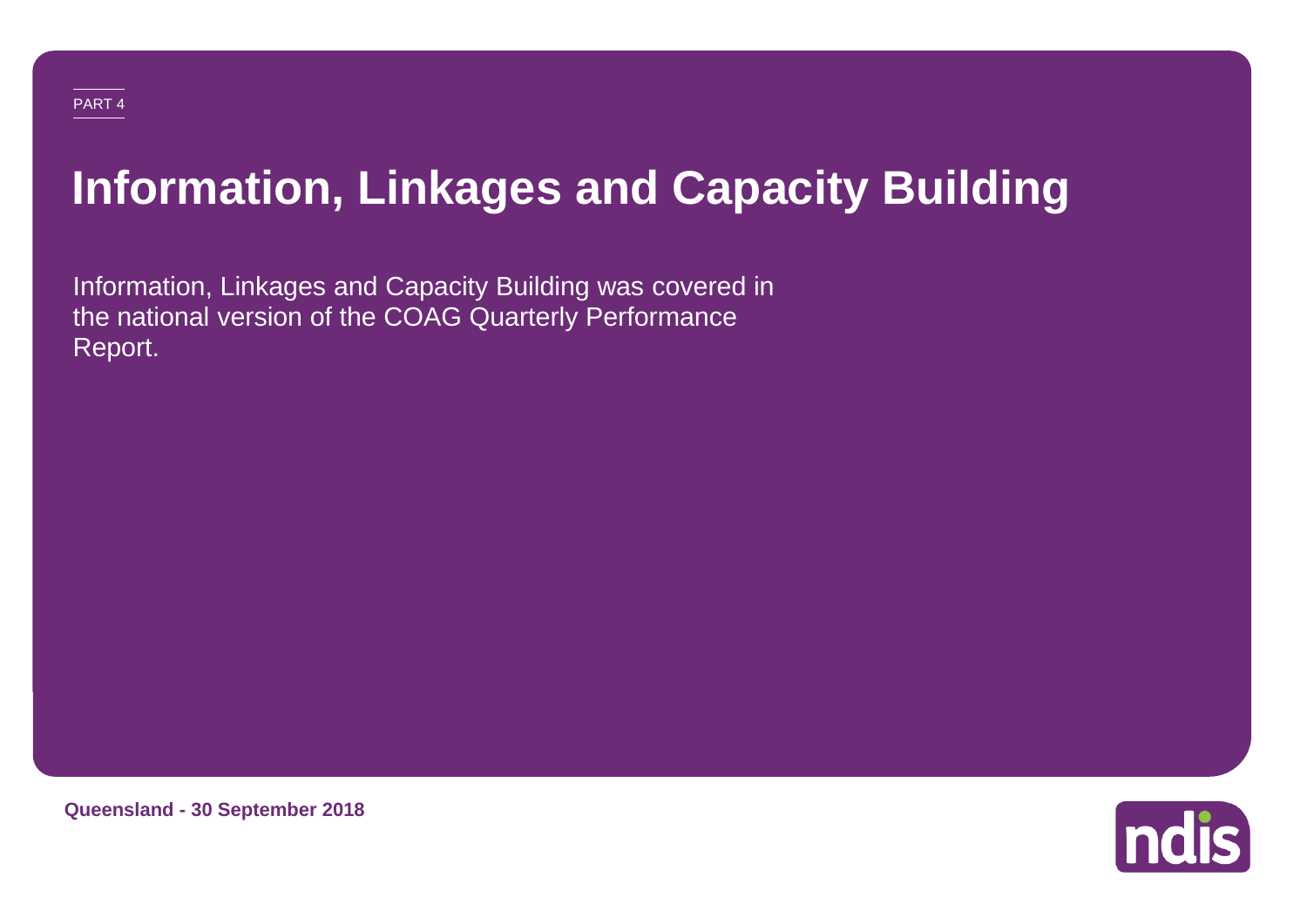PART 4

# Information, Linkages and Capacity Building

Information, Linkages and Capacity Building was covered in the national version of the COAG Quarterly Performance Report.

**Queensland - 30 September 2018**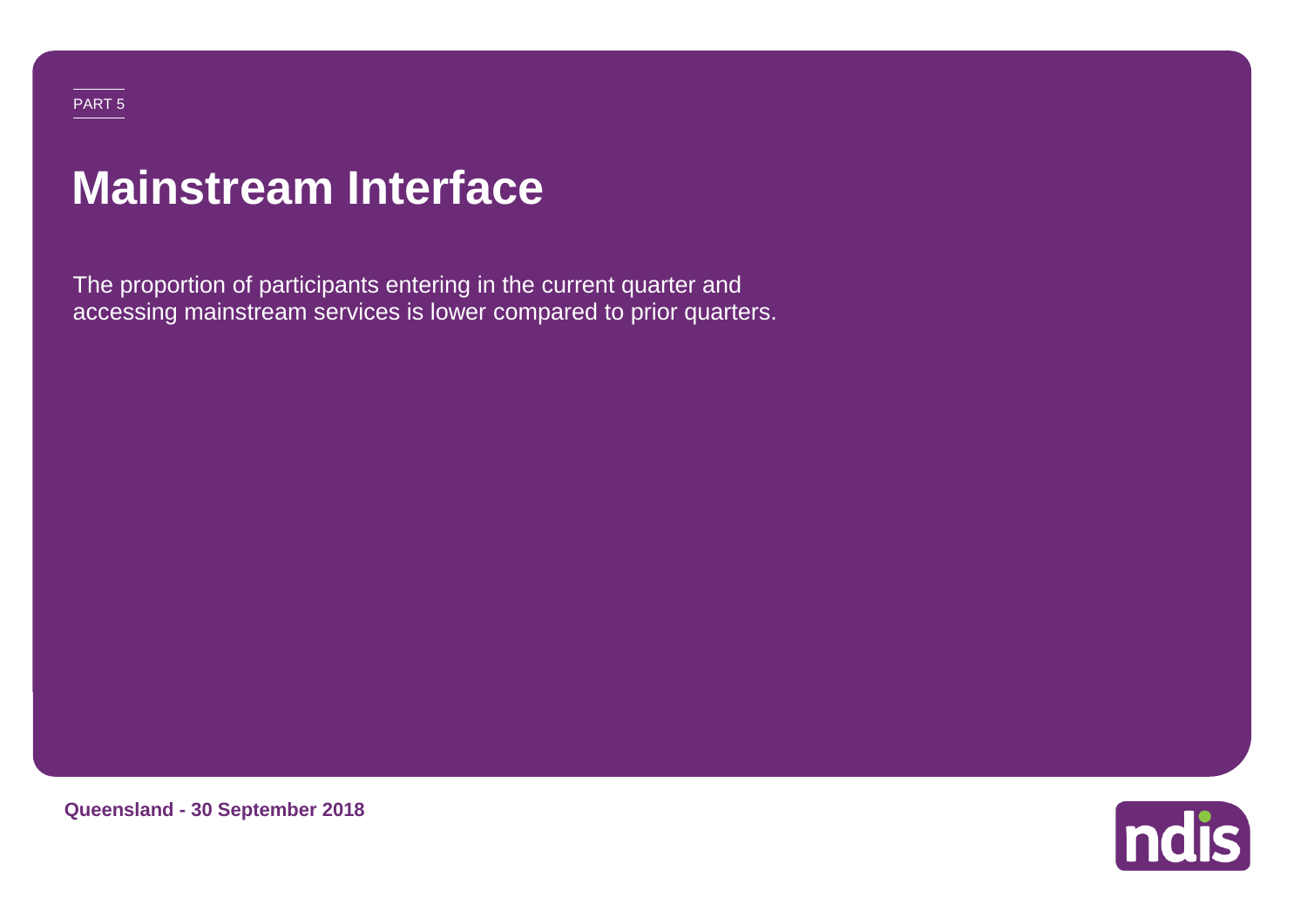PART 5

# Mainstream Interface

The proportion of participants entering in the current quarter and accessing mainstream services is lower compared to prior quarters.

**Queensland - 30 September 2018**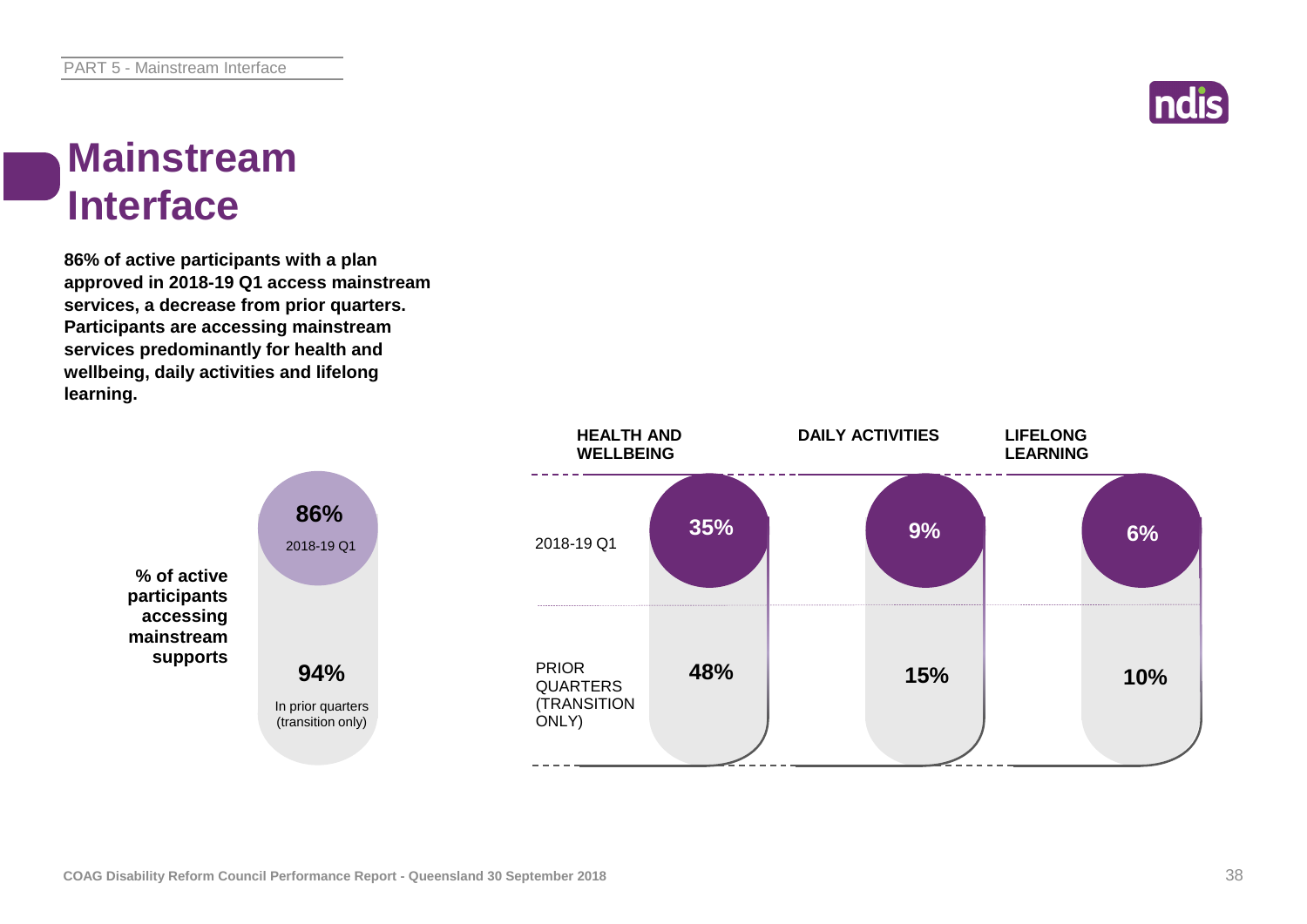# Mainstream Interface

**86% of active participants with a plan approved in 2018-19 Q1 access mainstream services, a decrease from prior quarters. Participants are accessing mainstream services predominantly for health and wellbeing, daily activities and lifelong learning.**

**% of active participants accessing mainstream supports**

| | % |
|---|---|
| 2018-19 Q1 | 86% |
| In prior quarters (transition only) | 94% |

| | HEALTH AND WELLBEING | DAILY ACTIVITIES | LIFELONG LEARNING |
|---|---|---|---|
| 2018-19 Q1 | 35% | 9% | 6% |
| PRIOR QUARTERS (TRANSITION ONLY) | 48% | 15% | 10% |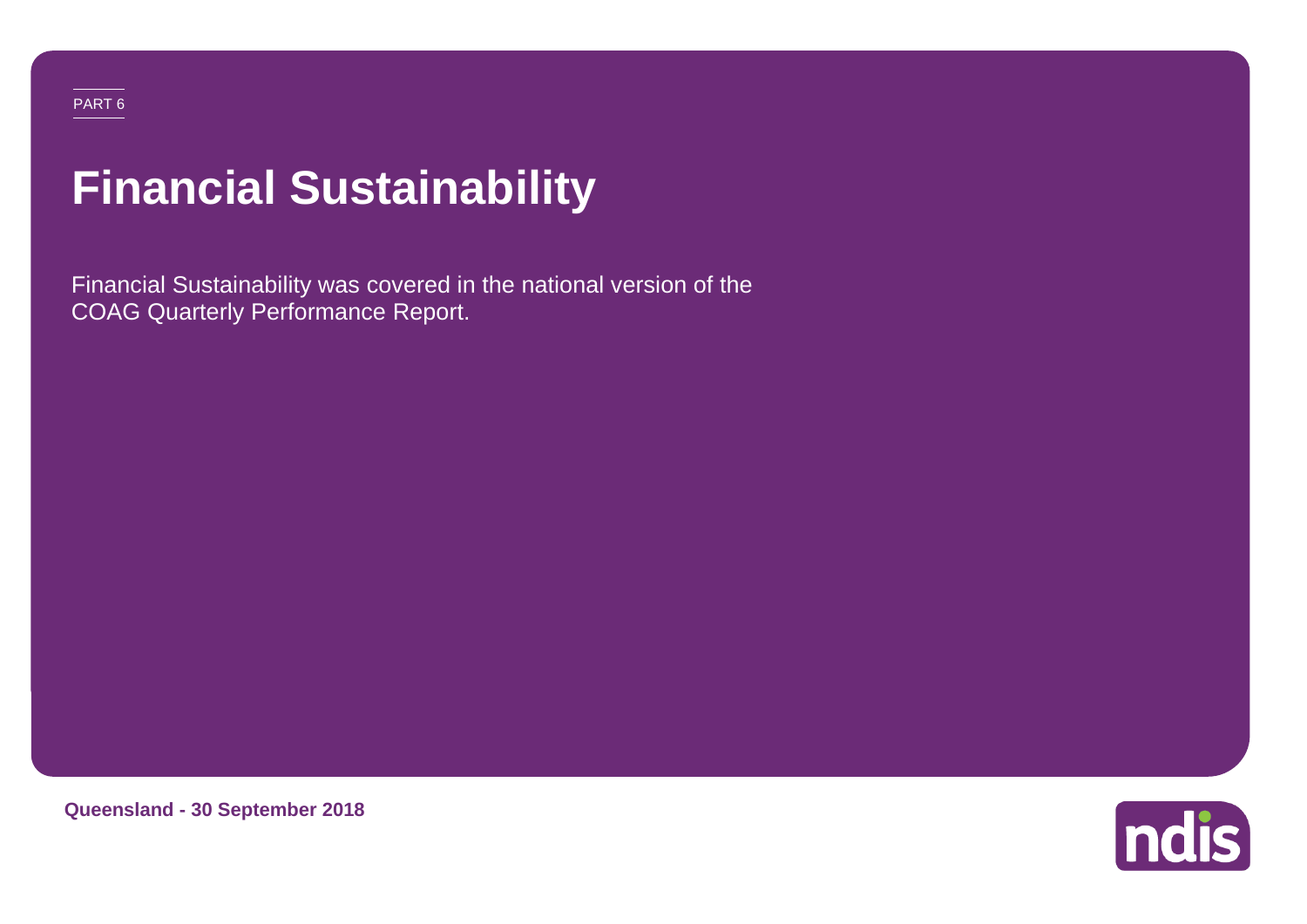PART 6

# Financial Sustainability

Financial Sustainability was covered in the national version of the COAG Quarterly Performance Report.

**Queensland - 30 September 2018**